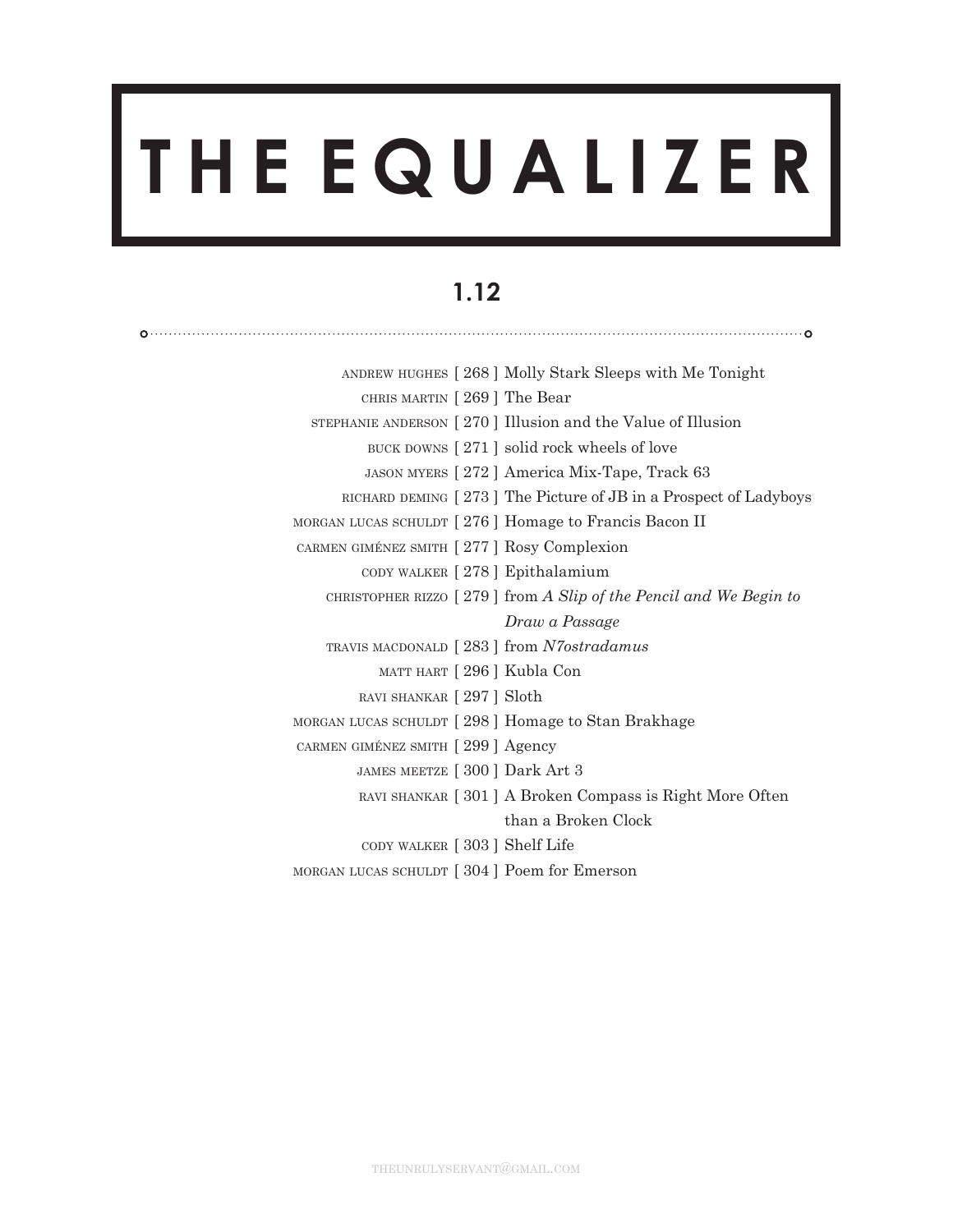# THE EQUALIZER

## 1.12

ANDREW HUGHES [ 268 ] Molly Stark Sleeps with Me Tonight
CHRIS MARTIN [ 269 ] The Bear
STEPHANIE ANDERSON [ 270 ] Illusion and the Value of Illusion
BUCK DOWNS [ 271 ] solid rock wheels of love
JASON MYERS [ 272 ] America Mix-Tape, Track 63
RICHARD DEMING [ 273 ] The Picture of JB in a Prospect of Ladyboys
MORGAN LUCAS SCHULDT [ 276 ] Homage to Francis Bacon II
CARMEN GIMÉNEZ SMITH [ 277 ] Rosy Complexion
CODY WALKER [ 278 ] Epithalamium
CHRISTOPHER RIZZO [ 279 ] from *A Slip of the Pencil and We Begin to Draw a Passage*
TRAVIS MACDONALD [ 283 ] from *N7ostradamus*
MATT HART [ 296 ] Kubla Con
RAVI SHANKAR [ 297 ] Sloth
MORGAN LUCAS SCHULDT [ 298 ] Homage to Stan Brakhage
CARMEN GIMÉNEZ SMITH [ 299 ] Agency
JAMES MEETZE [ 300 ] Dark Art 3
RAVI SHANKAR [ 301 ] A Broken Compass is Right More Often than a Broken Clock
CODY WALKER [ 303 ] Shelf Life
MORGAN LUCAS SCHULDT [ 304 ] Poem for Emerson

THEUNRULYSERVANT@GMAIL.COM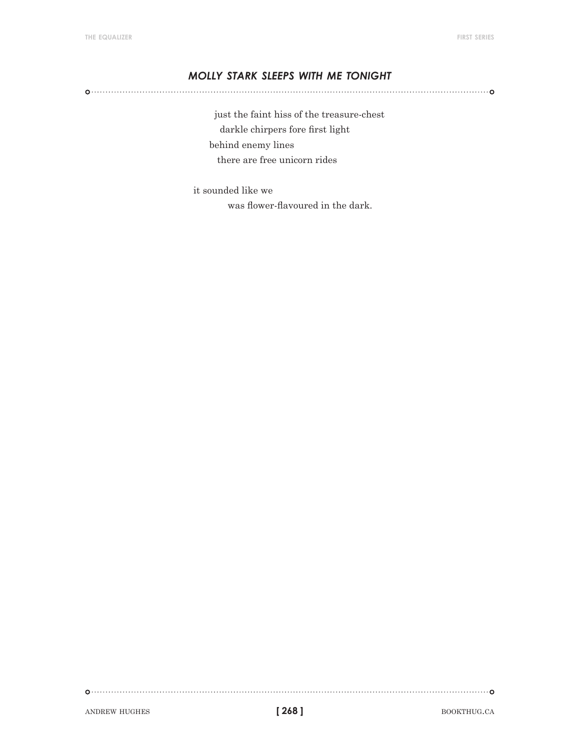## *MOLLY STARK SLEEPS WITH ME TONIGHT*

just the faint hiss of the treasure-chest
darkle chirpers fore first light
behind enemy lines
there are free unicorn rides

it sounded like we
was flower-flavoured in the dark.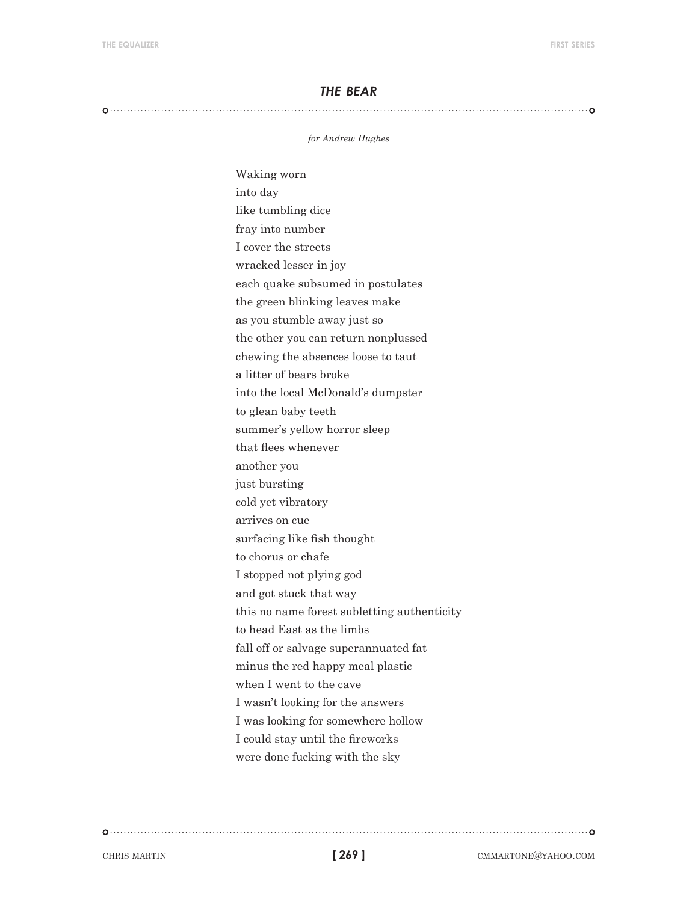## *THE BEAR*

*for Andrew Hughes*

Waking worn  
into day  
like tumbling dice  
fray into number  
I cover the streets  
wracked lesser in joy  
each quake subsumed in postulates  
the green blinking leaves make  
as you stumble away just so  
the other you can return nonplussed  
chewing the absences loose to taut  
a litter of bears broke  
into the local McDonald's dumpster  
to glean baby teeth  
summer's yellow horror sleep  
that flees whenever  
another you  
just bursting  
cold yet vibratory  
arrives on cue  
surfacing like fish thought  
to chorus or chafe  
I stopped not plying god  
and got stuck that way  
this no name forest subletting authenticity  
to head East as the limbs  
fall off or salvage superannuated fat  
minus the red happy meal plastic  
when I went to the cave  
I wasn't looking for the answers  
I was looking for somewhere hollow  
I could stay until the fireworks  
were done fucking with the sky

CHRIS MARTIN CMMARTONE@YAHOO.COM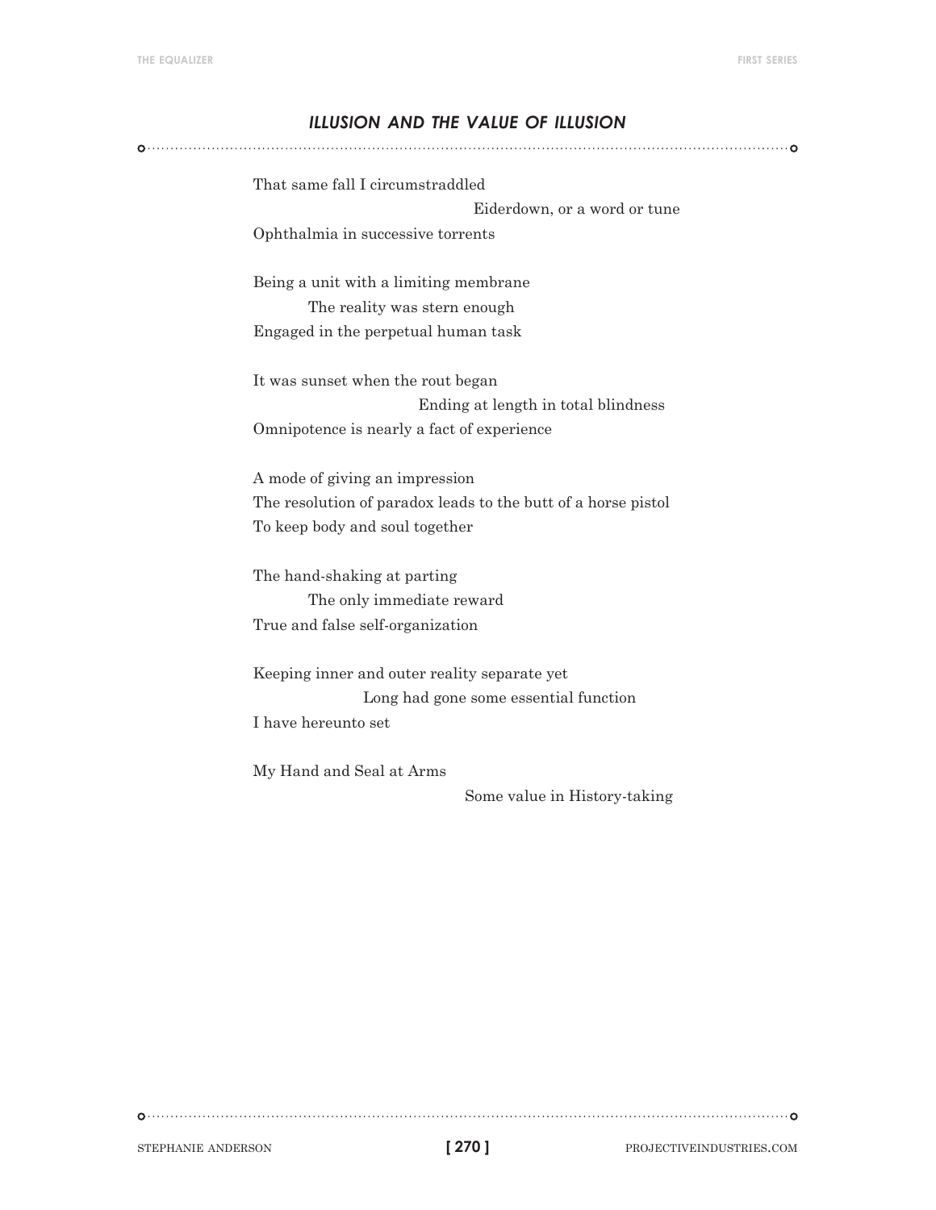## *ILLUSION AND THE VALUE OF ILLUSION*

That same fall I circumstraddled
                                        Eiderdown, or a word or tune
Ophthalmia in successive torrents

Being a unit with a limiting membrane
          The reality was stern enough
Engaged in the perpetual human task

It was sunset when the rout began
                              Ending at length in total blindness
Omnipotence is nearly a fact of experience

A mode of giving an impression
The resolution of paradox leads to the butt of a horse pistol
To keep body and soul together

The hand-shaking at parting
          The only immediate reward
True and false self-organization

Keeping inner and outer reality separate yet
                    Long had gone some essential function
I have hereunto set

My Hand and Seal at Arms
                                        Some value in History-taking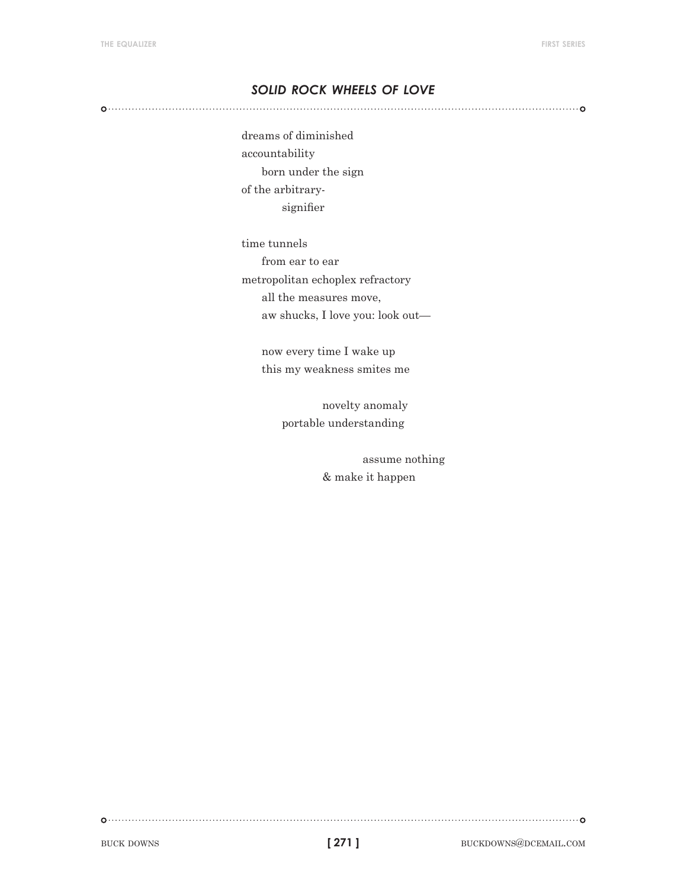## *SOLID ROCK WHEELS OF LOVE*

dreams of diminished  
accountability  
&nbsp;&nbsp;&nbsp;&nbsp;&nbsp;&nbsp;born under the sign  
of the arbitrary-  
&nbsp;&nbsp;&nbsp;&nbsp;&nbsp;&nbsp;&nbsp;&nbsp;&nbsp;&nbsp;&nbsp;&nbsp;signifier

time tunnels  
&nbsp;&nbsp;&nbsp;&nbsp;&nbsp;&nbsp;from ear to ear  
metropolitan echoplex refractory  
&nbsp;&nbsp;&nbsp;&nbsp;&nbsp;&nbsp;all the measures move,  
&nbsp;&nbsp;&nbsp;&nbsp;&nbsp;&nbsp;aw shucks, I love you: look out—

&nbsp;&nbsp;&nbsp;&nbsp;&nbsp;&nbsp;now every time I wake up  
&nbsp;&nbsp;&nbsp;&nbsp;&nbsp;&nbsp;this my weakness smites me

&nbsp;&nbsp;&nbsp;&nbsp;&nbsp;&nbsp;&nbsp;&nbsp;&nbsp;&nbsp;&nbsp;&nbsp;&nbsp;&nbsp;&nbsp;&nbsp;&nbsp;&nbsp;&nbsp;&nbsp;&nbsp;&nbsp;&nbsp;&nbsp;novelty anomaly  
&nbsp;&nbsp;&nbsp;&nbsp;&nbsp;&nbsp;&nbsp;&nbsp;&nbsp;&nbsp;&nbsp;&nbsp;portable understanding

&nbsp;&nbsp;&nbsp;&nbsp;&nbsp;&nbsp;&nbsp;&nbsp;&nbsp;&nbsp;&nbsp;&nbsp;&nbsp;&nbsp;&nbsp;&nbsp;&nbsp;&nbsp;&nbsp;&nbsp;&nbsp;&nbsp;&nbsp;&nbsp;&nbsp;&nbsp;&nbsp;&nbsp;&nbsp;&nbsp;&nbsp;&nbsp;&nbsp;&nbsp;&nbsp;&nbsp;assume nothing  
&nbsp;&nbsp;&nbsp;&nbsp;&nbsp;&nbsp;&nbsp;&nbsp;&nbsp;&nbsp;&nbsp;&nbsp;&nbsp;&nbsp;&nbsp;&nbsp;&nbsp;&nbsp;&nbsp;&nbsp;&nbsp;&nbsp;&nbsp;&nbsp;& make it happen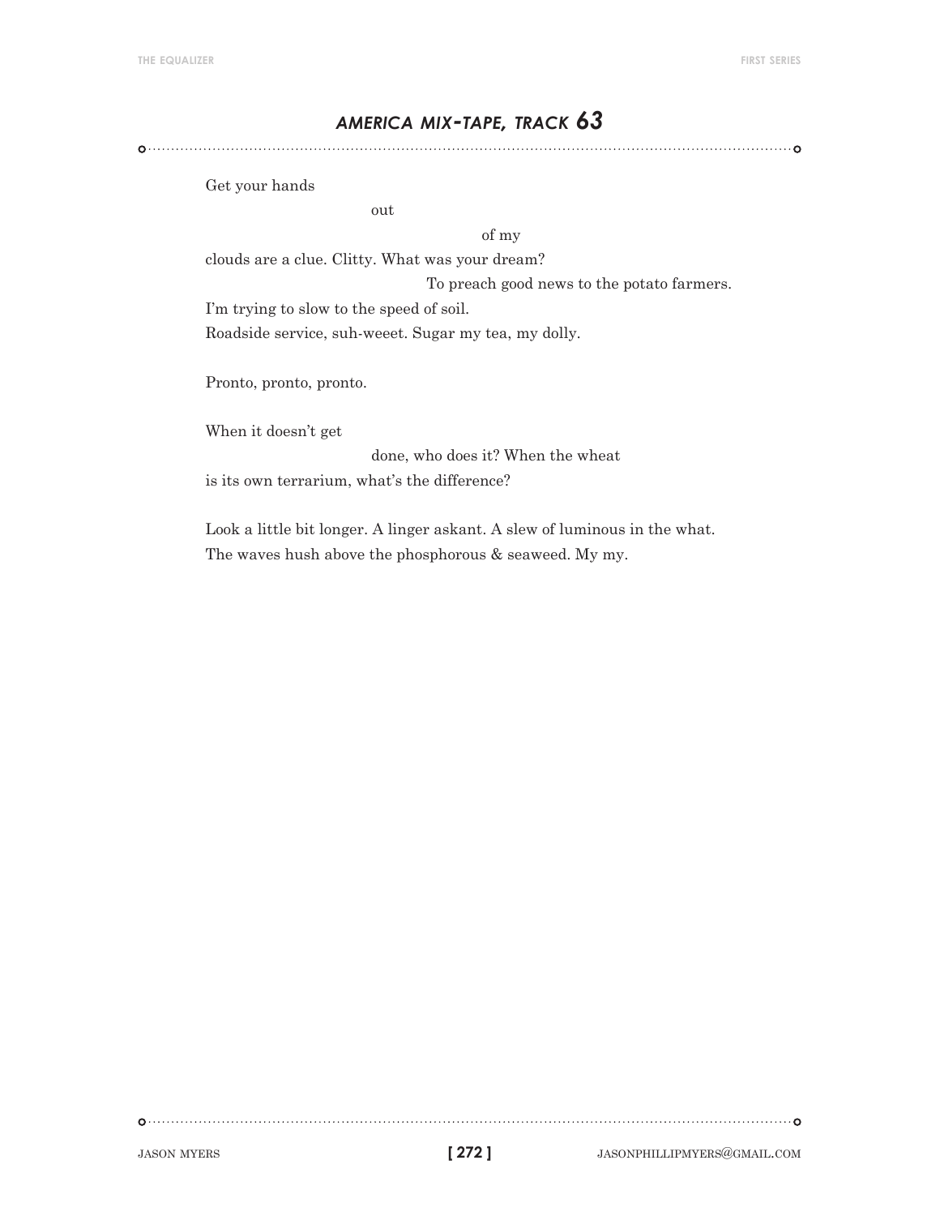## *AMERICA MIX-TAPE, TRACK 63*

Get your hands

                    out

                                   of my

clouds are a clue. Clitty. What was your dream?

                                   To preach good news to the potato farmers.

I'm trying to slow to the speed of soil.

Roadside service, suh-weeet. Sugar my tea, my dolly.

Pronto, pronto, pronto.

When it doesn't get

                    done, who does it? When the wheat

is its own terrarium, what's the difference?

Look a little bit longer. A linger askant. A slew of luminous in the what.

The waves hush above the phosphorous & seaweed. My my.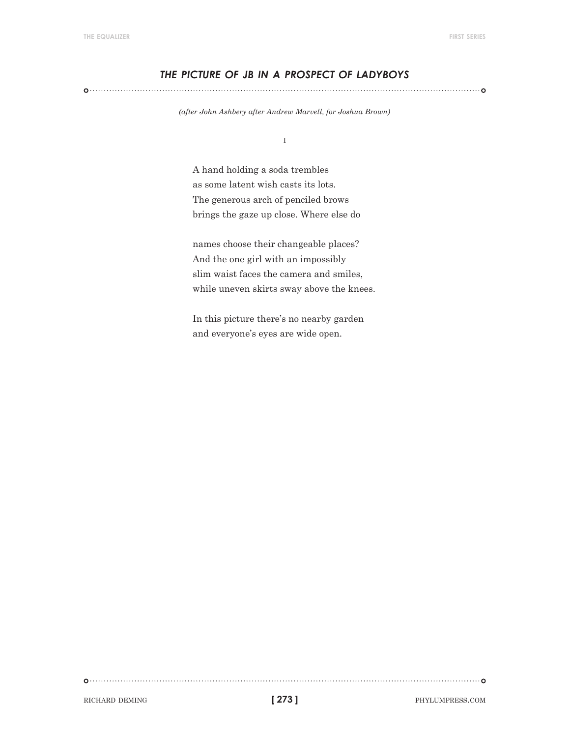## *THE PICTURE OF JB IN A PROSPECT OF LADYBOYS*

*(after John Ashbery after Andrew Marvell, for Joshua Brown)*

I

A hand holding a soda trembles
as some latent wish casts its lots.
The generous arch of penciled brows
brings the gaze up close. Where else do

names choose their changeable places?
And the one girl with an impossibly
slim waist faces the camera and smiles,
while uneven skirts sway above the knees.

In this picture there's no nearby garden
and everyone's eyes are wide open.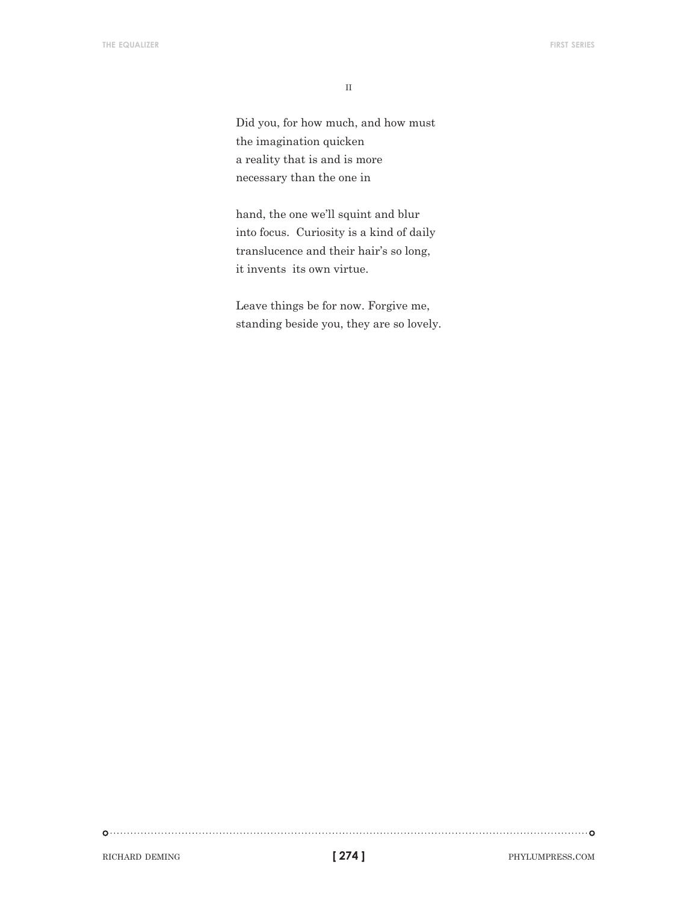II

Did you, for how much, and how must
the imagination quicken
a reality that is and is more
necessary than the one in

hand, the one we'll squint and blur
into focus.  Curiosity is a kind of daily
translucence and their hair's so long,
it invents  its own virtue.

Leave things be for now. Forgive me,
standing beside you, they are so lovely.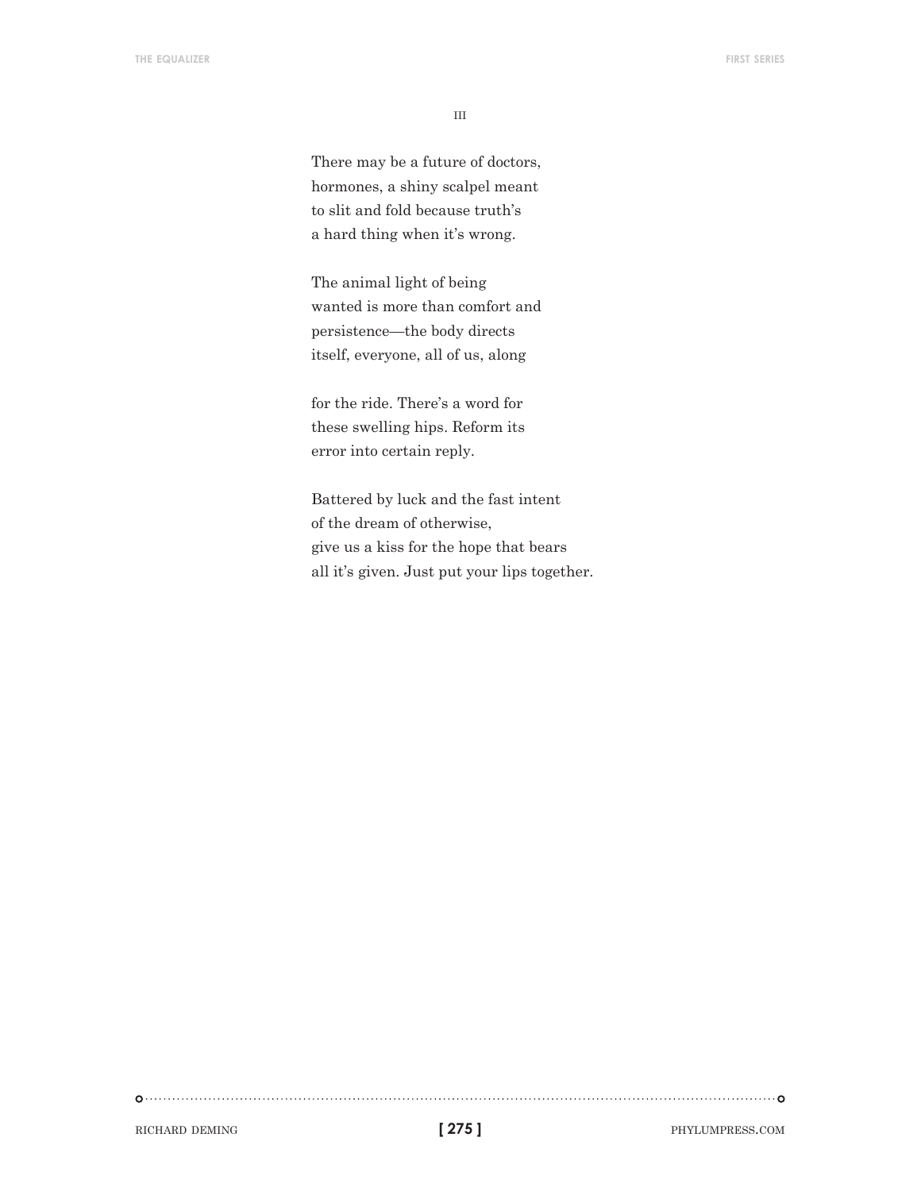III

There may be a future of doctors,  
hormones, a shiny scalpel meant  
to slit and fold because truth's  
a hard thing when it's wrong.

The animal light of being  
wanted is more than comfort and  
persistence—the body directs  
itself, everyone, all of us, along

for the ride. There's a word for  
these swelling hips. Reform its  
error into certain reply.

Battered by luck and the fast intent  
of the dream of otherwise,  
give us a kiss for the hope that bears  
all it's given. Just put your lips together.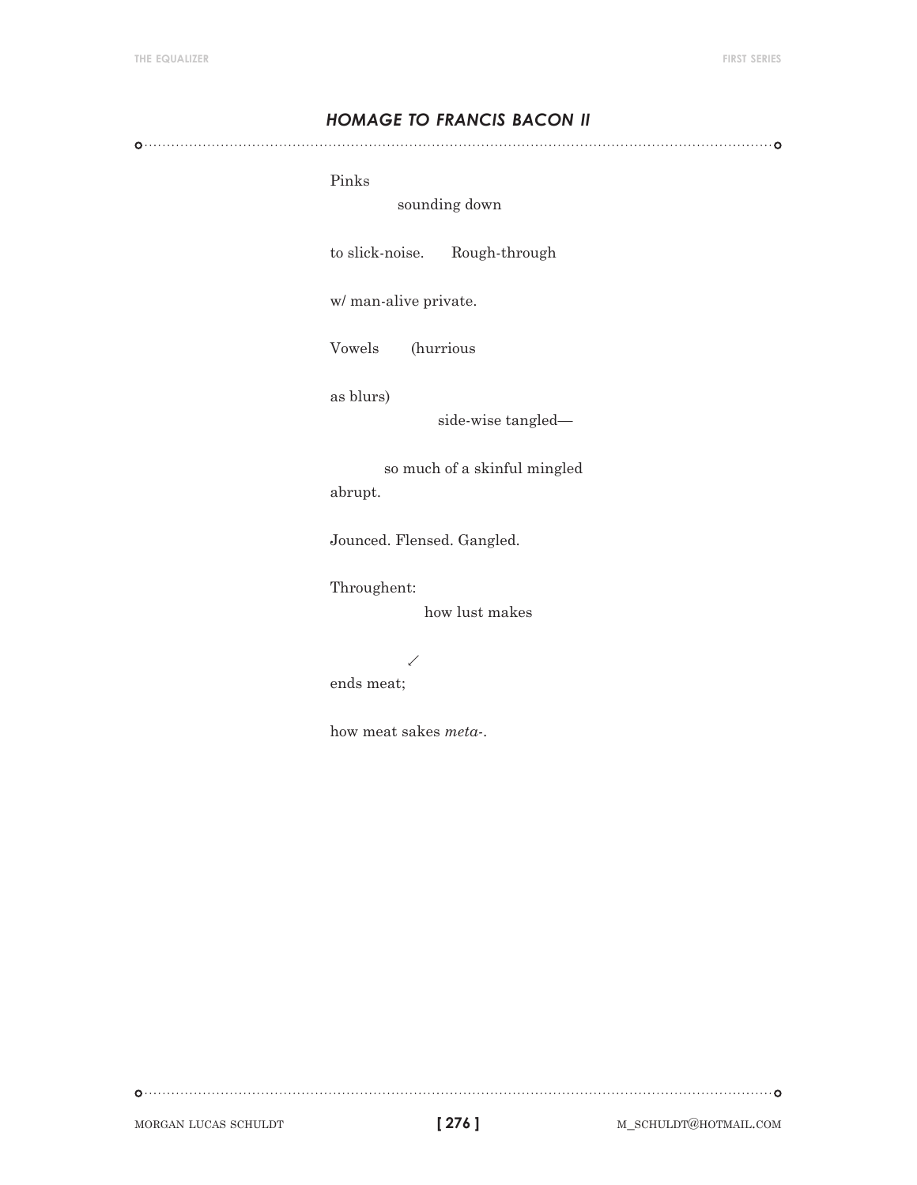## *HOMAGE TO FRANCIS BACON II*

Pinks
                sounding down

to slick-noise.      Rough-through

w/ man-alive private.

Vowels       (hurrious

as blurs)
                        side-wise tangled—

            so much of a skinful mingled
abrupt.

Jounced. Flensed. Gangled.

Throughent:
                    how lust makes

        ↙
ends meat;

how meat sakes *meta-*.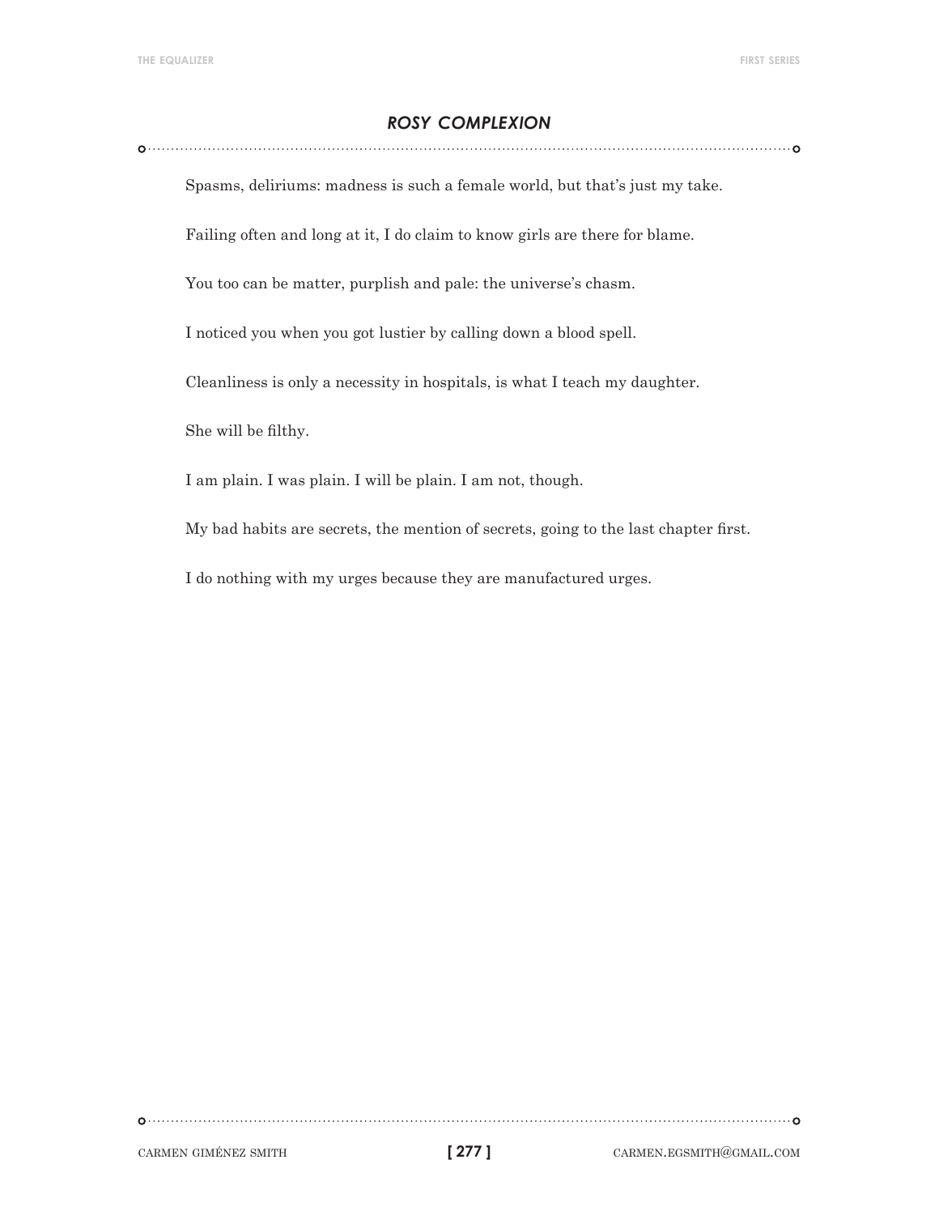## *ROSY COMPLEXION*

Spasms, deliriums: madness is such a female world, but that's just my take.

Failing often and long at it, I do claim to know girls are there for blame.

You too can be matter, purplish and pale: the universe's chasm.

I noticed you when you got lustier by calling down a blood spell.

Cleanliness is only a necessity in hospitals, is what I teach my daughter.

She will be filthy.

I am plain. I was plain. I will be plain. I am not, though.

My bad habits are secrets, the mention of secrets, going to the last chapter first.

I do nothing with my urges because they are manufactured urges.

CARMEN GIMÉNEZ SMITH

CARMEN.EGSMITH@GMAIL.COM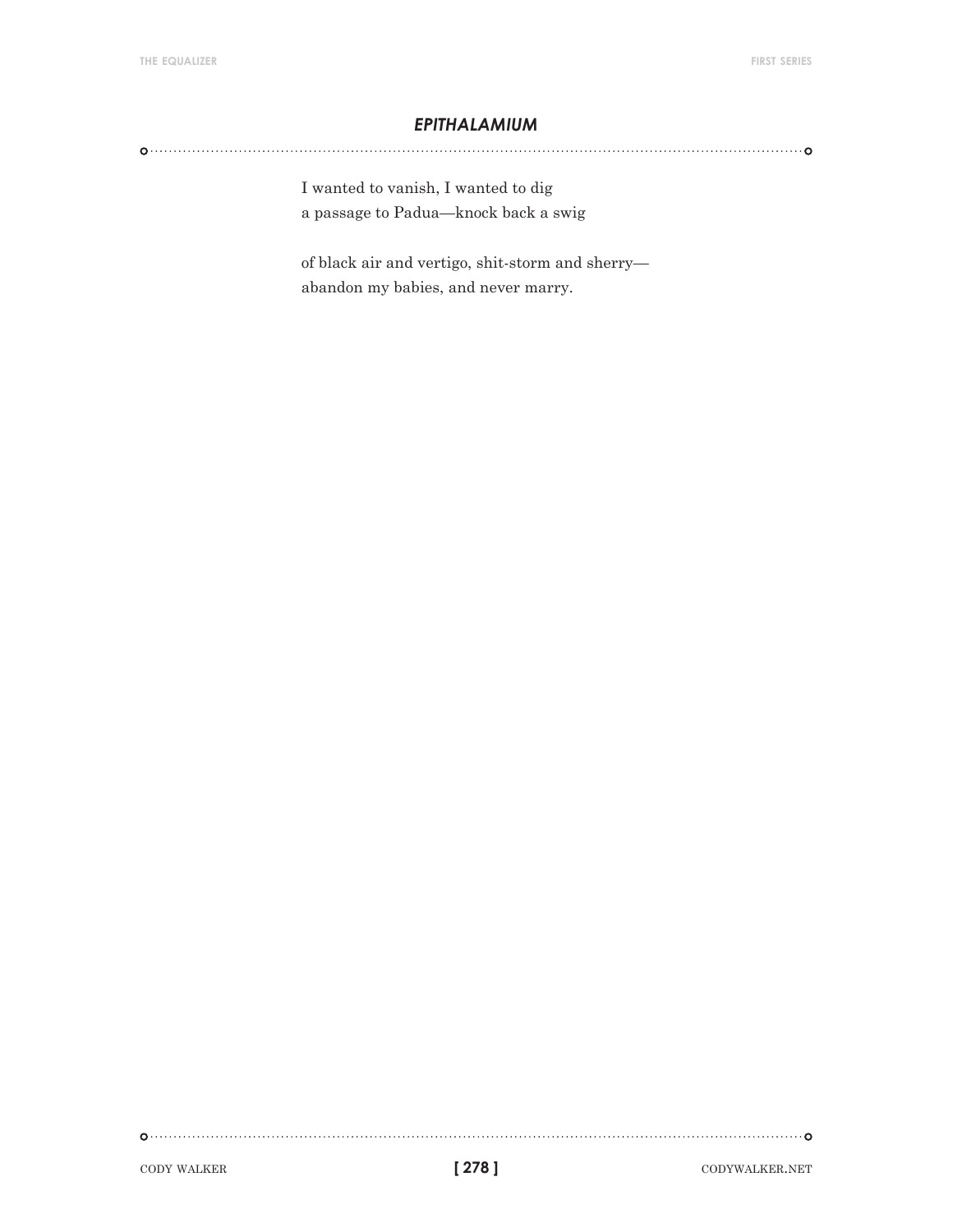## *EPITHALAMIUM*

I wanted to vanish, I wanted to dig  
a passage to Padua—knock back a swig

of black air and vertigo, shit-storm and sherry—  
abandon my babies, and never marry.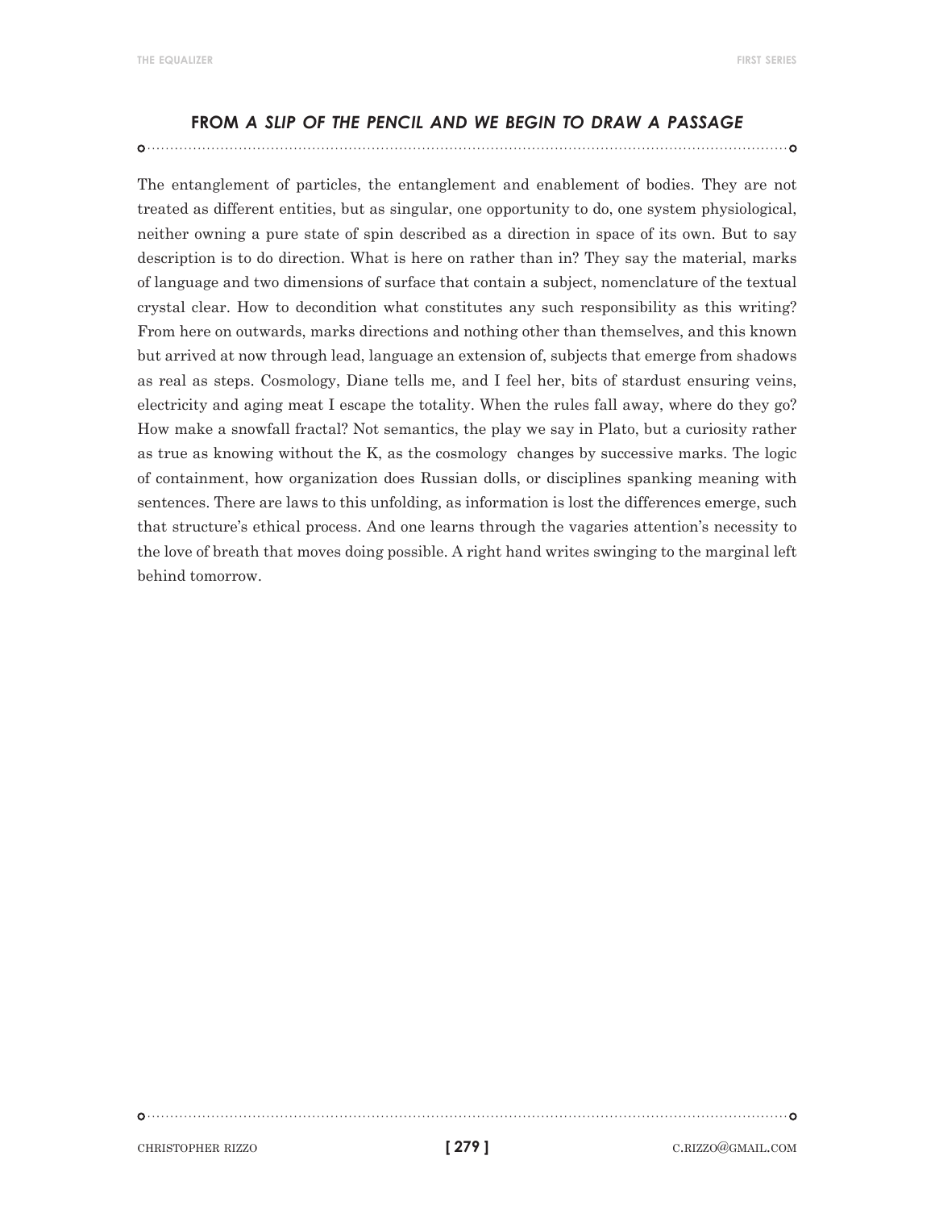## FROM *A SLIP OF THE PENCIL AND WE BEGIN TO DRAW A PASSAGE*

The entanglement of particles, the entanglement and enablement of bodies. They are not treated as different entities, but as singular, one opportunity to do, one system physiological, neither owning a pure state of spin described as a direction in space of its own. But to say description is to do direction. What is here on rather than in? They say the material, marks of language and two dimensions of surface that contain a subject, nomenclature of the textual crystal clear. How to decondition what constitutes any such responsibility as this writing? From here on outwards, marks directions and nothing other than themselves, and this known but arrived at now through lead, language an extension of, subjects that emerge from shadows as real as steps. Cosmology, Diane tells me, and I feel her, bits of stardust ensuring veins, electricity and aging meat I escape the totality. When the rules fall away, where do they go? How make a snowfall fractal? Not semantics, the play we say in Plato, but a curiosity rather as true as knowing without the K, as the cosmology changes by successive marks. The logic of containment, how organization does Russian dolls, or disciplines spanking meaning with sentences. There are laws to this unfolding, as information is lost the differences emerge, such that structure's ethical process. And one learns through the vagaries attention's necessity to the love of breath that moves doing possible. A right hand writes swinging to the marginal left behind tomorrow.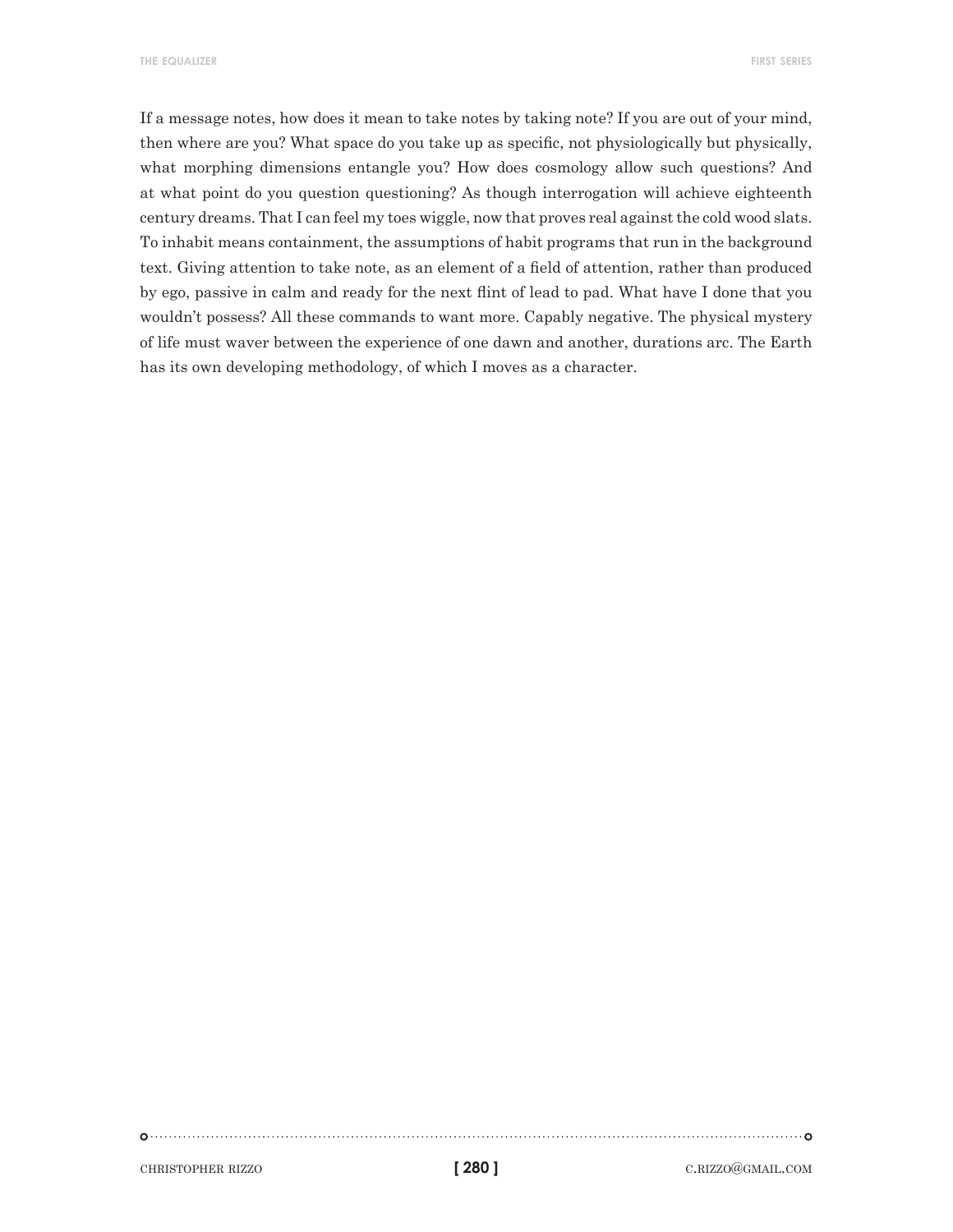If a message notes, how does it mean to take notes by taking note? If you are out of your mind, then where are you? What space do you take up as specific, not physiologically but physically, what morphing dimensions entangle you? How does cosmology allow such questions? And at what point do you question questioning? As though interrogation will achieve eighteenth century dreams. That I can feel my toes wiggle, now that proves real against the cold wood slats. To inhabit means containment, the assumptions of habit programs that run in the background text. Giving attention to take note, as an element of a field of attention, rather than produced by ego, passive in calm and ready for the next flint of lead to pad. What have I done that you wouldn't possess? All these commands to want more. Capably negative. The physical mystery of life must waver between the experience of one dawn and another, durations arc. The Earth has its own developing methodology, of which I moves as a character.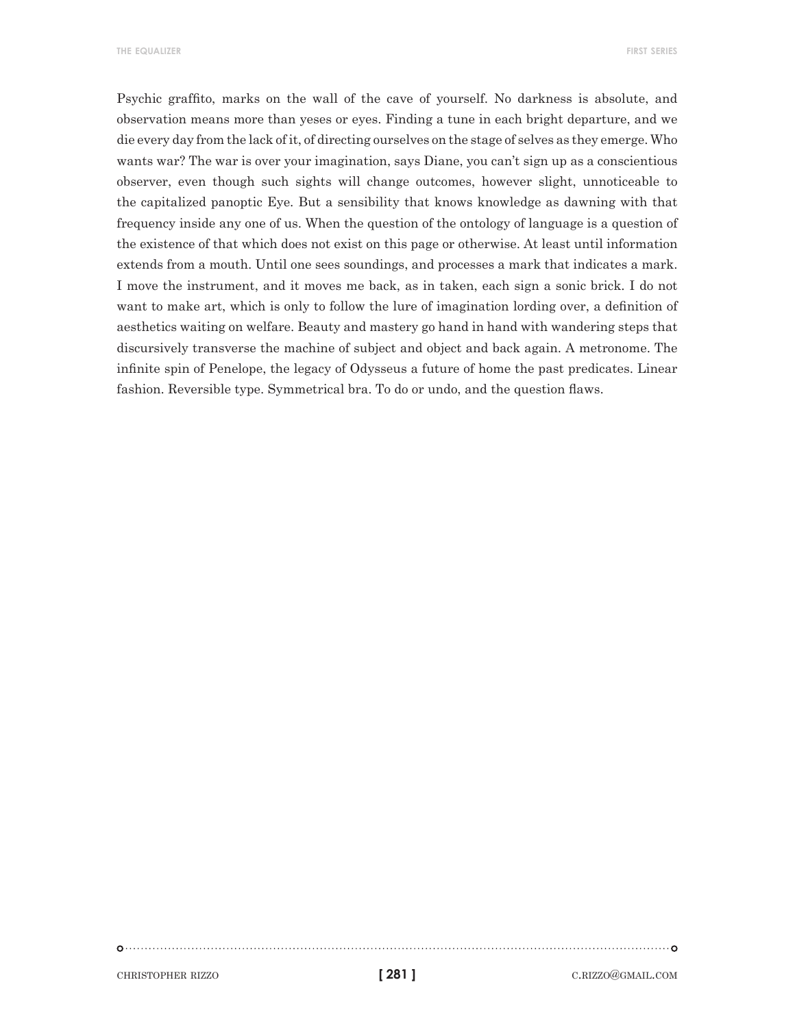Psychic graffito, marks on the wall of the cave of yourself. No darkness is absolute, and observation means more than yeses or eyes. Finding a tune in each bright departure, and we die every day from the lack of it, of directing ourselves on the stage of selves as they emerge. Who wants war? The war is over your imagination, says Diane, you can't sign up as a conscientious observer, even though such sights will change outcomes, however slight, unnoticeable to the capitalized panoptic Eye. But a sensibility that knows knowledge as dawning with that frequency inside any one of us. When the question of the ontology of language is a question of the existence of that which does not exist on this page or otherwise. At least until information extends from a mouth. Until one sees soundings, and processes a mark that indicates a mark. I move the instrument, and it moves me back, as in taken, each sign a sonic brick. I do not want to make art, which is only to follow the lure of imagination lording over, a definition of aesthetics waiting on welfare. Beauty and mastery go hand in hand with wandering steps that discursively transverse the machine of subject and object and back again. A metronome. The infinite spin of Penelope, the legacy of Odysseus a future of home the past predicates. Linear fashion. Reversible type. Symmetrical bra. To do or undo, and the question flaws.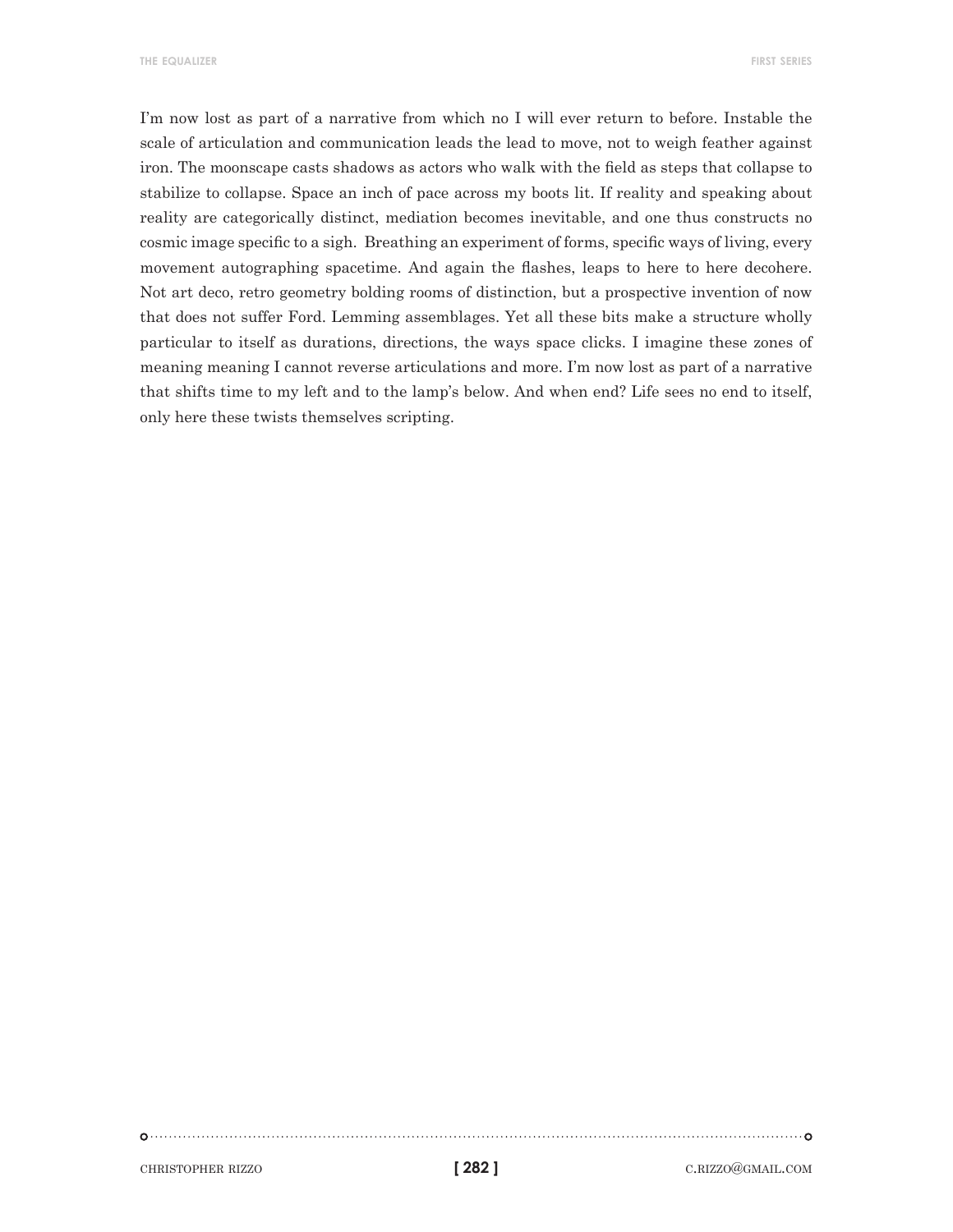I'm now lost as part of a narrative from which no I will ever return to before. Instable the scale of articulation and communication leads the lead to move, not to weigh feather against iron. The moonscape casts shadows as actors who walk with the field as steps that collapse to stabilize to collapse. Space an inch of pace across my boots lit. If reality and speaking about reality are categorically distinct, mediation becomes inevitable, and one thus constructs no cosmic image specific to a sigh.  Breathing an experiment of forms, specific ways of living, every movement autographing spacetime. And again the flashes, leaps to here to here decohere. Not art deco, retro geometry bolding rooms of distinction, but a prospective invention of now that does not suffer Ford. Lemming assemblages. Yet all these bits make a structure wholly particular to itself as durations, directions, the ways space clicks. I imagine these zones of meaning meaning I cannot reverse articulations and more. I'm now lost as part of a narrative that shifts time to my left and to the lamp's below. And when end? Life sees no end to itself, only here these twists themselves scripting.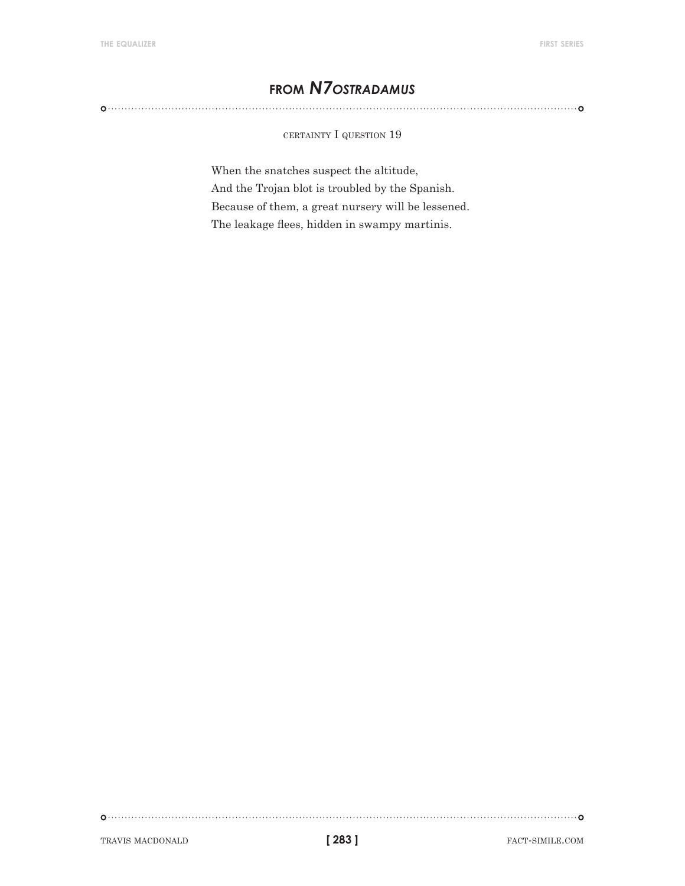## FROM *N7OSTRADAMUS*

CERTAINTY I QUESTION 19

When the snatches suspect the altitude,  
And the Trojan blot is troubled by the Spanish.  
Because of them, a great nursery will be lessened.  
The leakage flees, hidden in swampy martinis.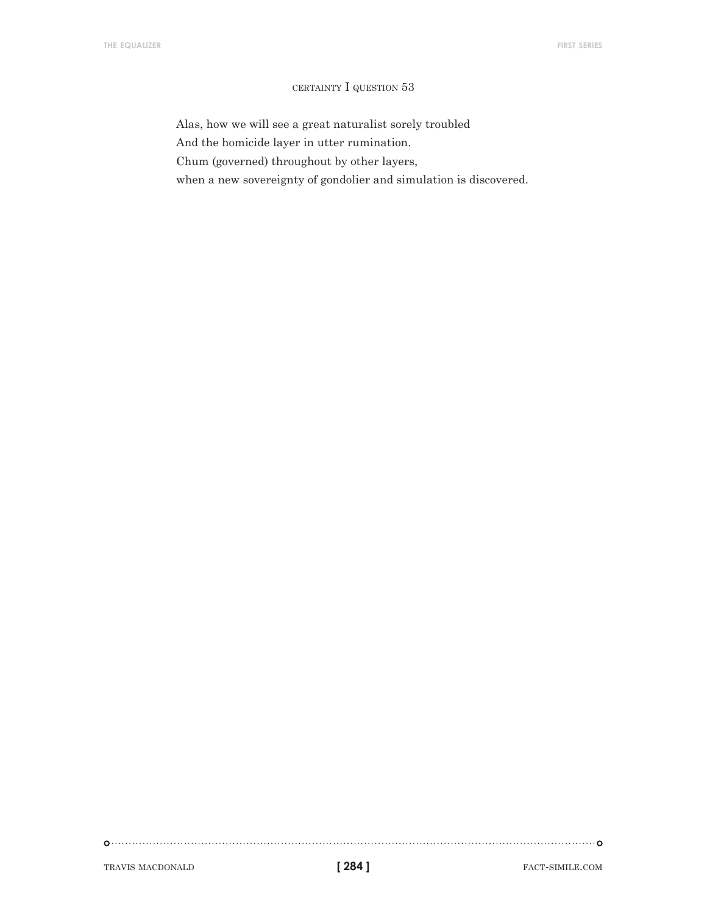## CERTAINTY I QUESTION 53

Alas, how we will see a great naturalist sorely troubled  
And the homicide layer in utter rumination.  
Chum (governed) throughout by other layers,  
when a new sovereignty of gondolier and simulation is discovered.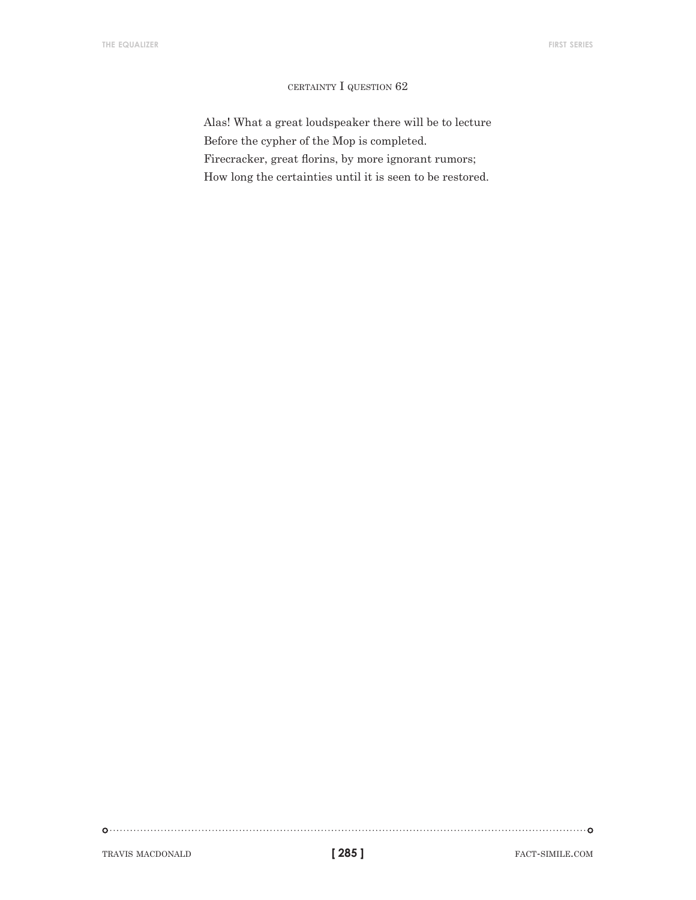### CERTAINTY I QUESTION 62

Alas! What a great loudspeaker there will be to lecture  
Before the cypher of the Mop is completed.  
Firecracker, great florins, by more ignorant rumors;  
How long the certainties until it is seen to be restored.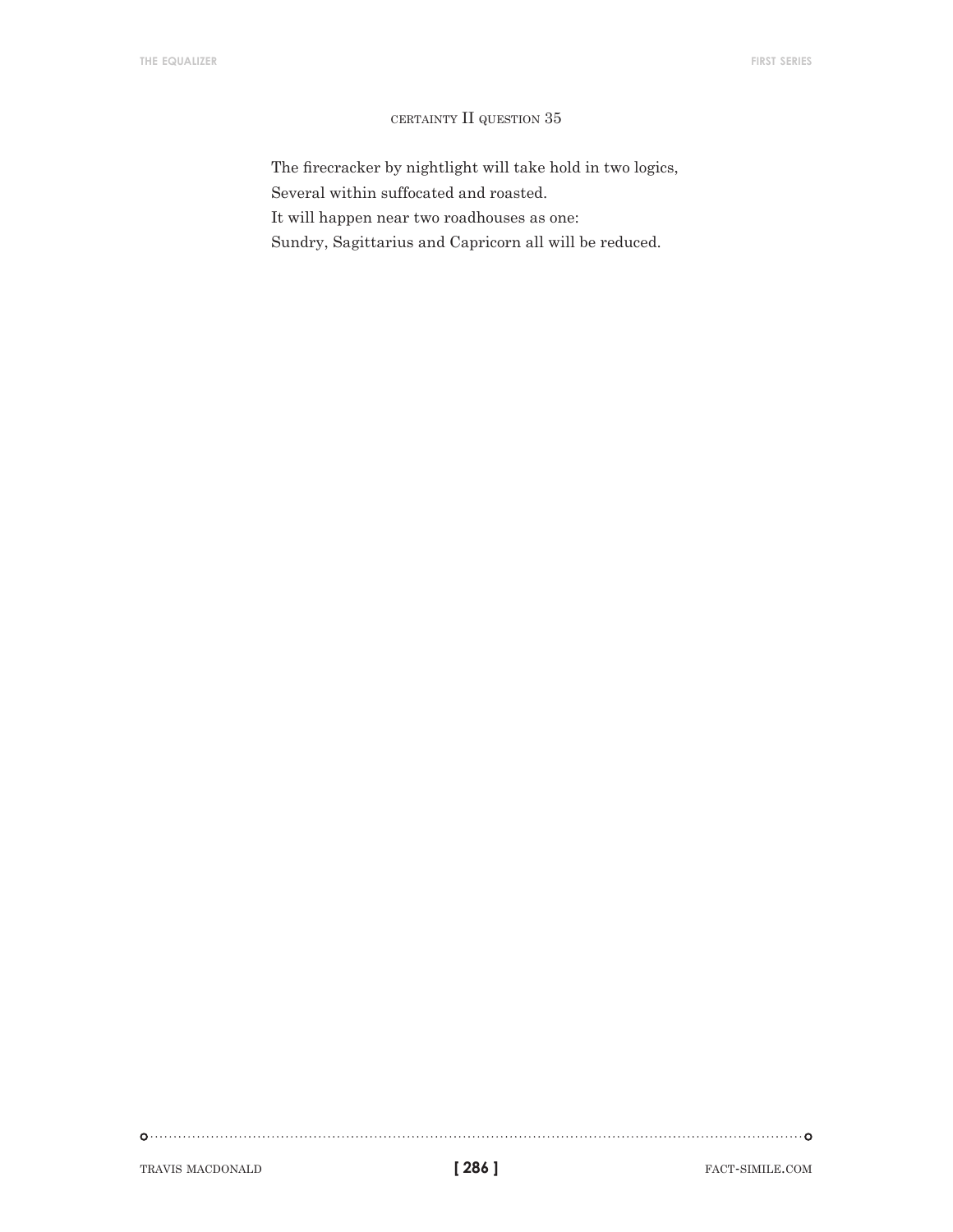### CERTAINTY II QUESTION 35

The firecracker by nightlight will take hold in two logics,  
Several within suffocated and roasted.  
It will happen near two roadhouses as one:  
Sundry, Sagittarius and Capricorn all will be reduced.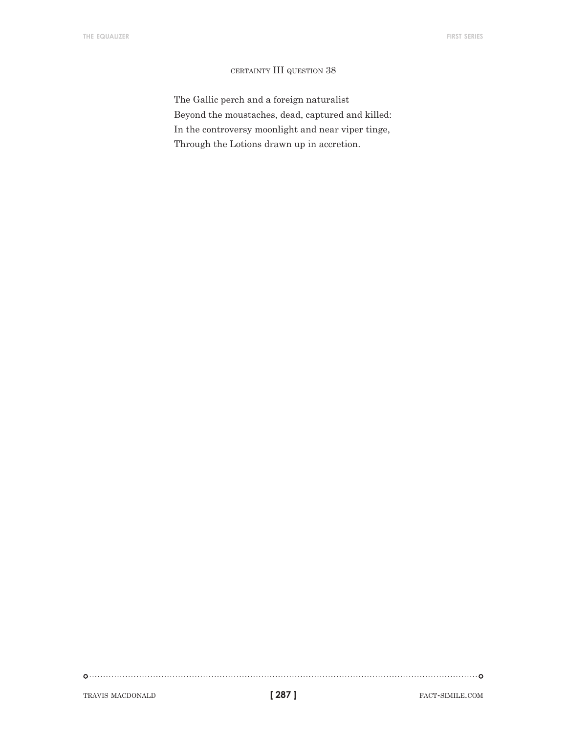### CERTAINTY III QUESTION 38

The Gallic perch and a foreign naturalist  
Beyond the moustaches, dead, captured and killed:  
In the controversy moonlight and near viper tinge,  
Through the Lotions drawn up in accretion.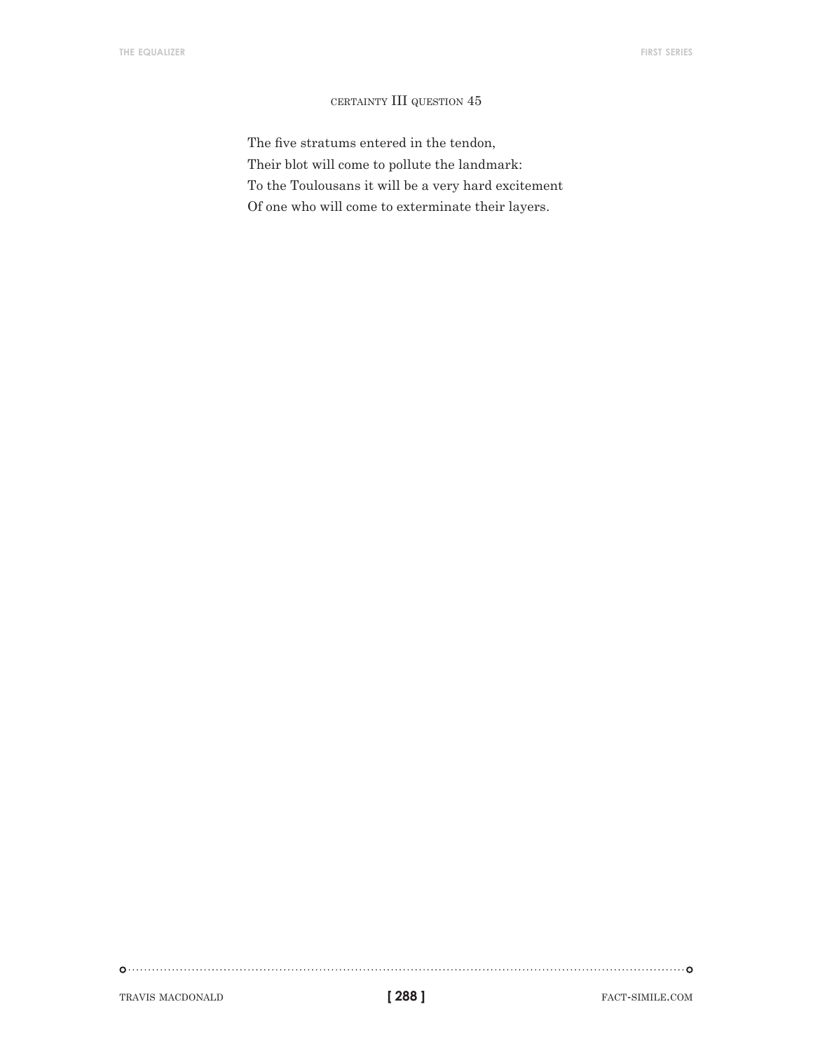### CERTAINTY III QUESTION 45

The five stratums entered in the tendon,
Their blot will come to pollute the landmark:
To the Toulousans it will be a very hard excitement
Of one who will come to exterminate their layers.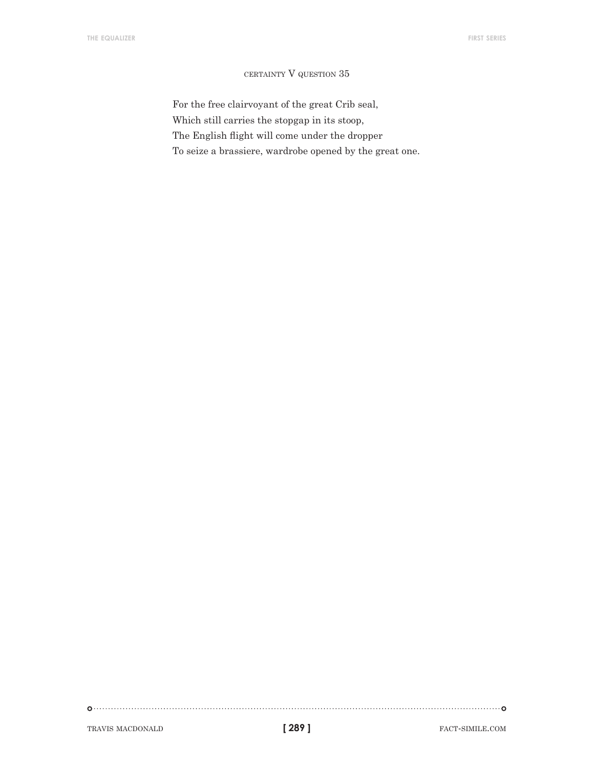## CERTAINTY V QUESTION 35

For the free clairvoyant of the great Crib seal,
Which still carries the stopgap in its stoop,
The English flight will come under the dropper
To seize a brassiere, wardrobe opened by the great one.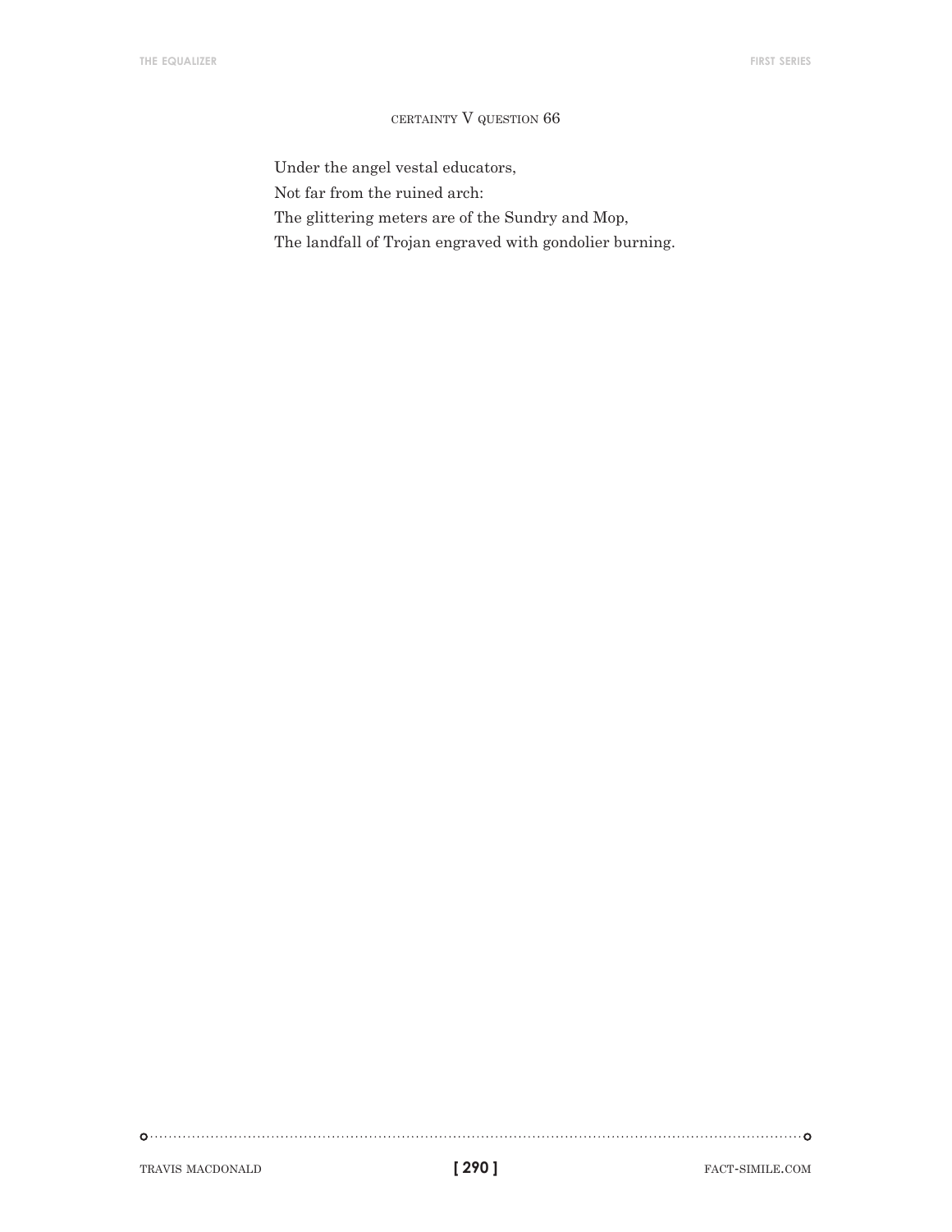### CERTAINTY V QUESTION 66

Under the angel vestal educators,  
Not far from the ruined arch:  
The glittering meters are of the Sundry and Mop,  
The landfall of Trojan engraved with gondolier burning.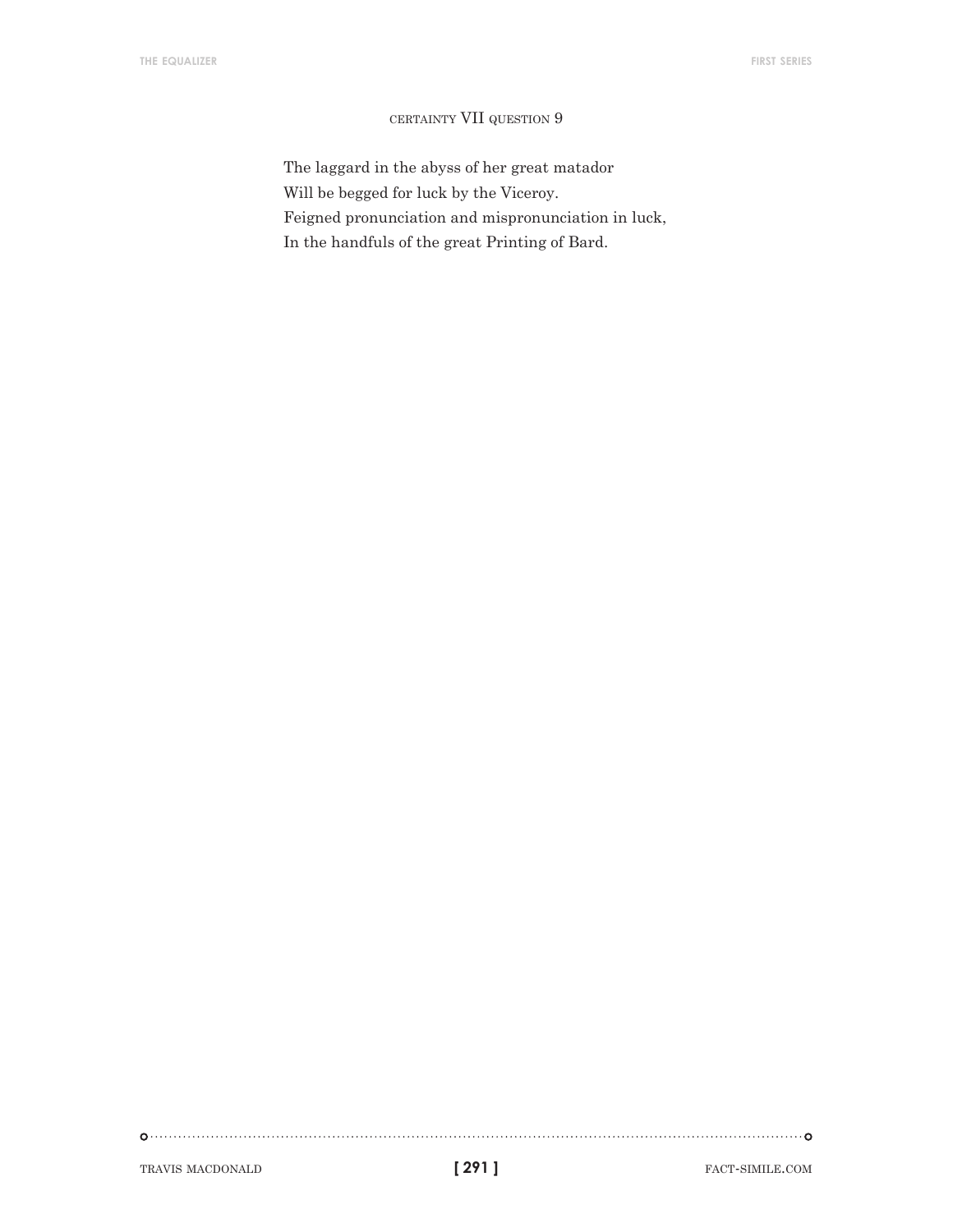### CERTAINTY VII QUESTION 9

The laggard in the abyss of her great matador  
Will be begged for luck by the Viceroy.  
Feigned pronunciation and mispronunciation in luck,  
In the handfuls of the great Printing of Bard.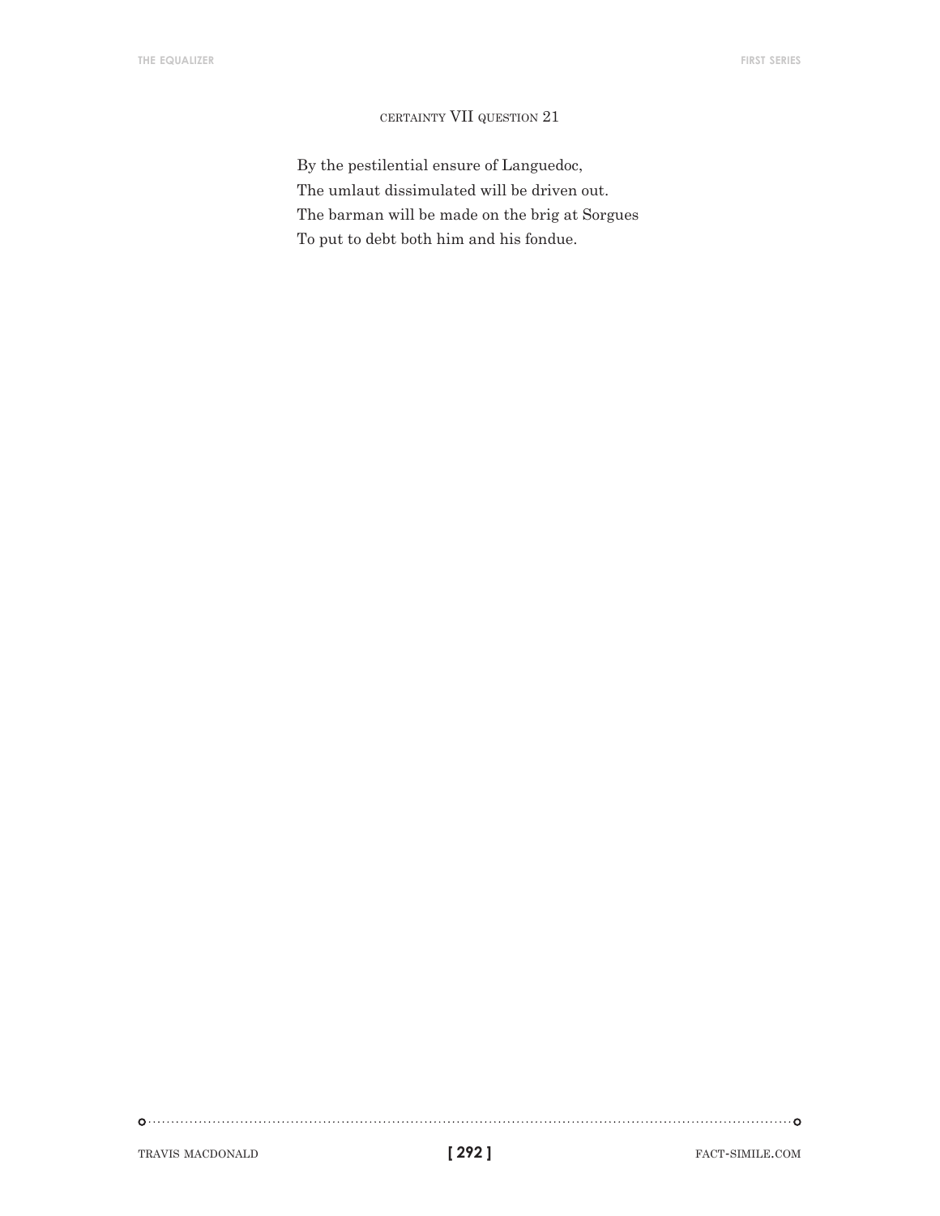### CERTAINTY VII QUESTION 21

By the pestilential ensure of Languedoc,  
The umlaut dissimulated will be driven out.  
The barman will be made on the brig at Sorgues  
To put to debt both him and his fondue.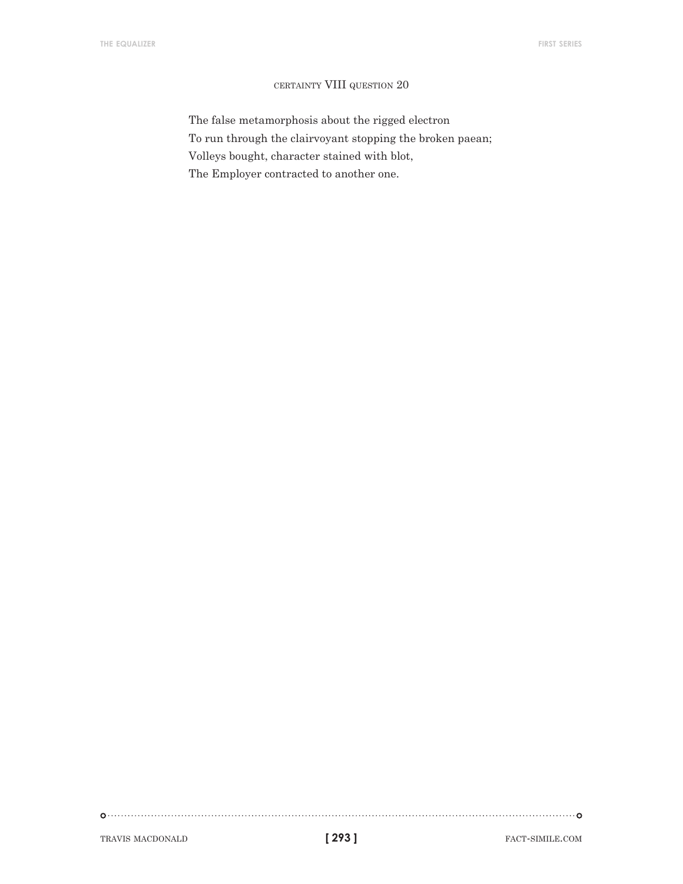## CERTAINTY VIII QUESTION 20

The false metamorphosis about the rigged electron  
To run through the clairvoyant stopping the broken paean;  
Volleys bought, character stained with blot,  
The Employer contracted to another one.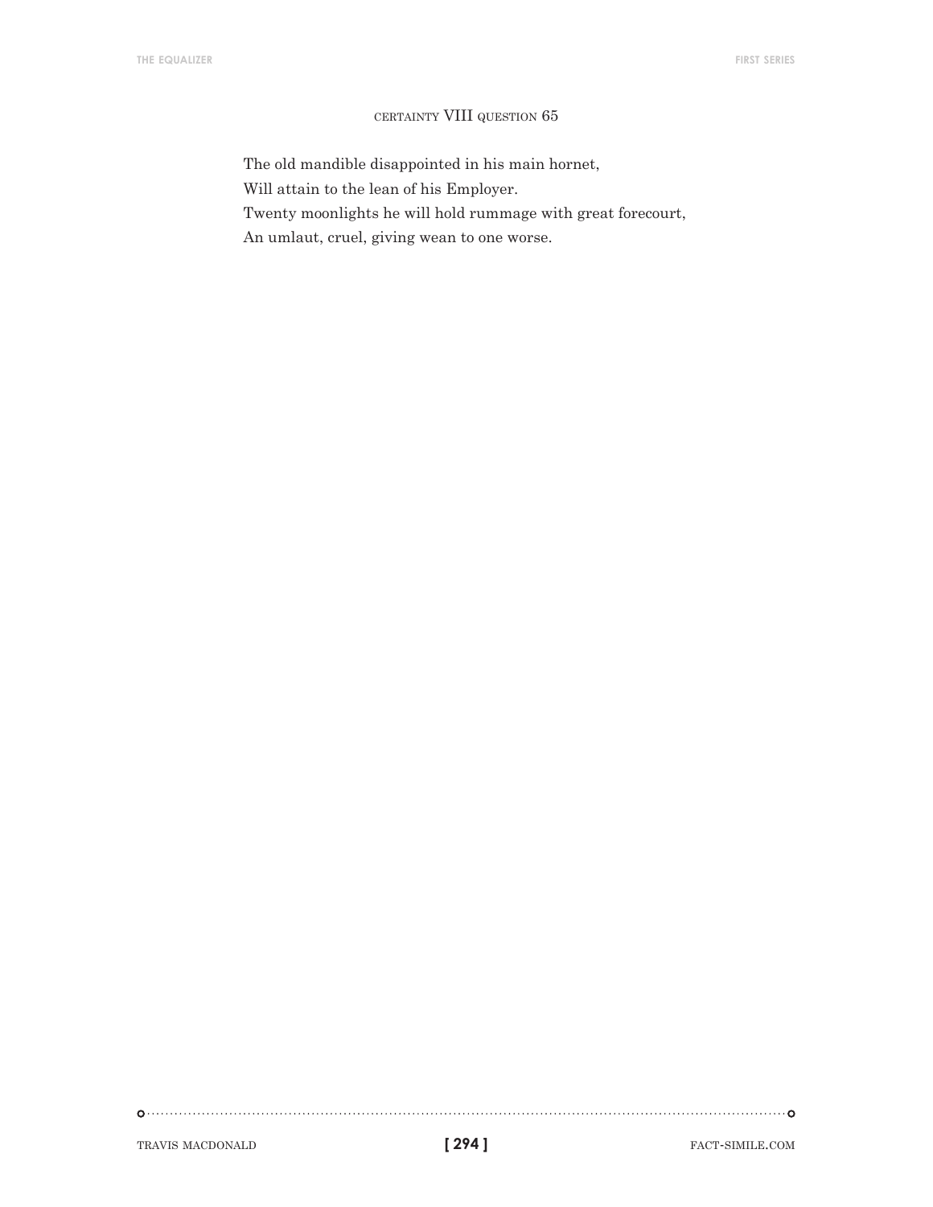### CERTAINTY VIII QUESTION 65

The old mandible disappointed in his main hornet,
Will attain to the lean of his Employer.
Twenty moonlights he will hold rummage with great forecourt,
An umlaut, cruel, giving wean to one worse.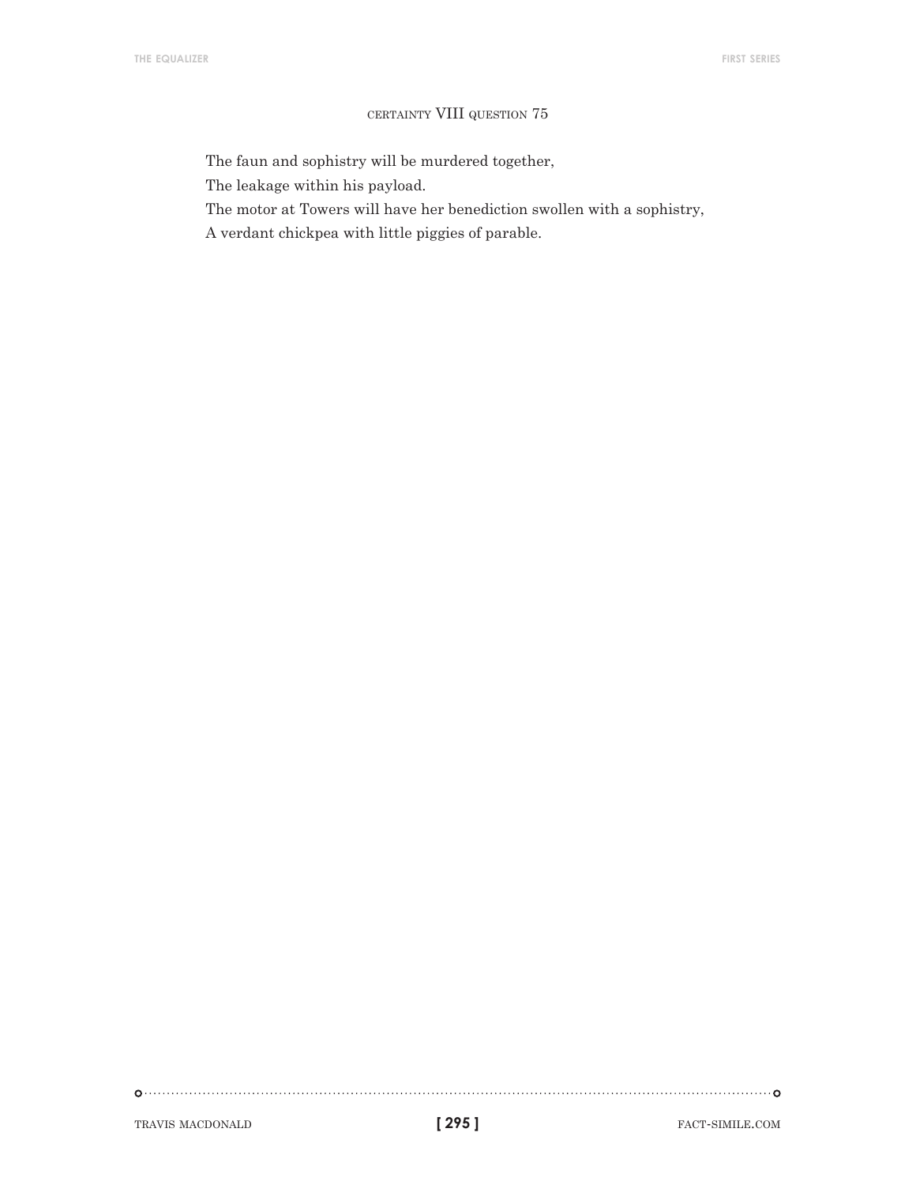## CERTAINTY VIII QUESTION 75

The faun and sophistry will be murdered together,
The leakage within his payload.
The motor at Towers will have her benediction swollen with a sophistry,
A verdant chickpea with little piggies of parable.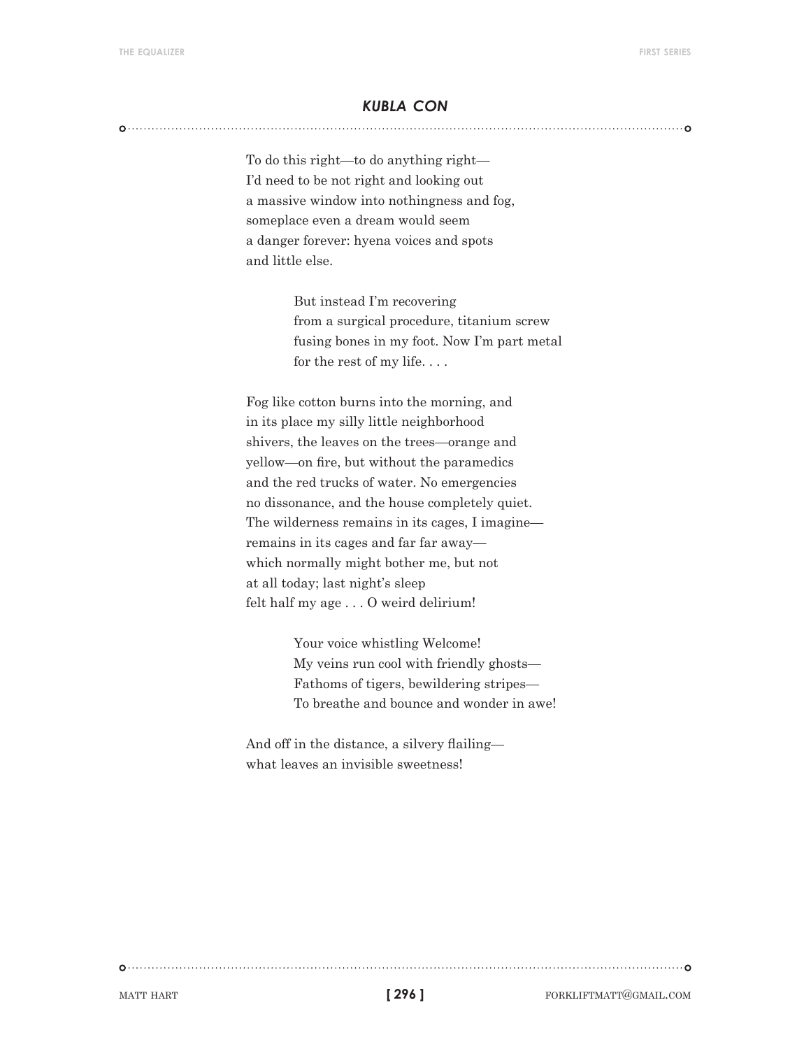## *KUBLA CON*

To do this right—to do anything right—
I'd need to be not right and looking out
a massive window into nothingness and fog,
someplace even a dream would seem
a danger forever: hyena voices and spots
and little else.

> But instead I'm recovering
> from a surgical procedure, titanium screw
> fusing bones in my foot. Now I'm part metal
> for the rest of my life. . . .

Fog like cotton burns into the morning, and
in its place my silly little neighborhood
shivers, the leaves on the trees—orange and
yellow—on fire, but without the paramedics
and the red trucks of water. No emergencies
no dissonance, and the house completely quiet.
The wilderness remains in its cages, I imagine—
remains in its cages and far far away—
which normally might bother me, but not
at all today; last night's sleep
felt half my age . . . O weird delirium!

> Your voice whistling Welcome!
> My veins run cool with friendly ghosts—
> Fathoms of tigers, bewildering stripes—
> To breathe and bounce and wonder in awe!

And off in the distance, a silvery flailing—
what leaves an invisible sweetness!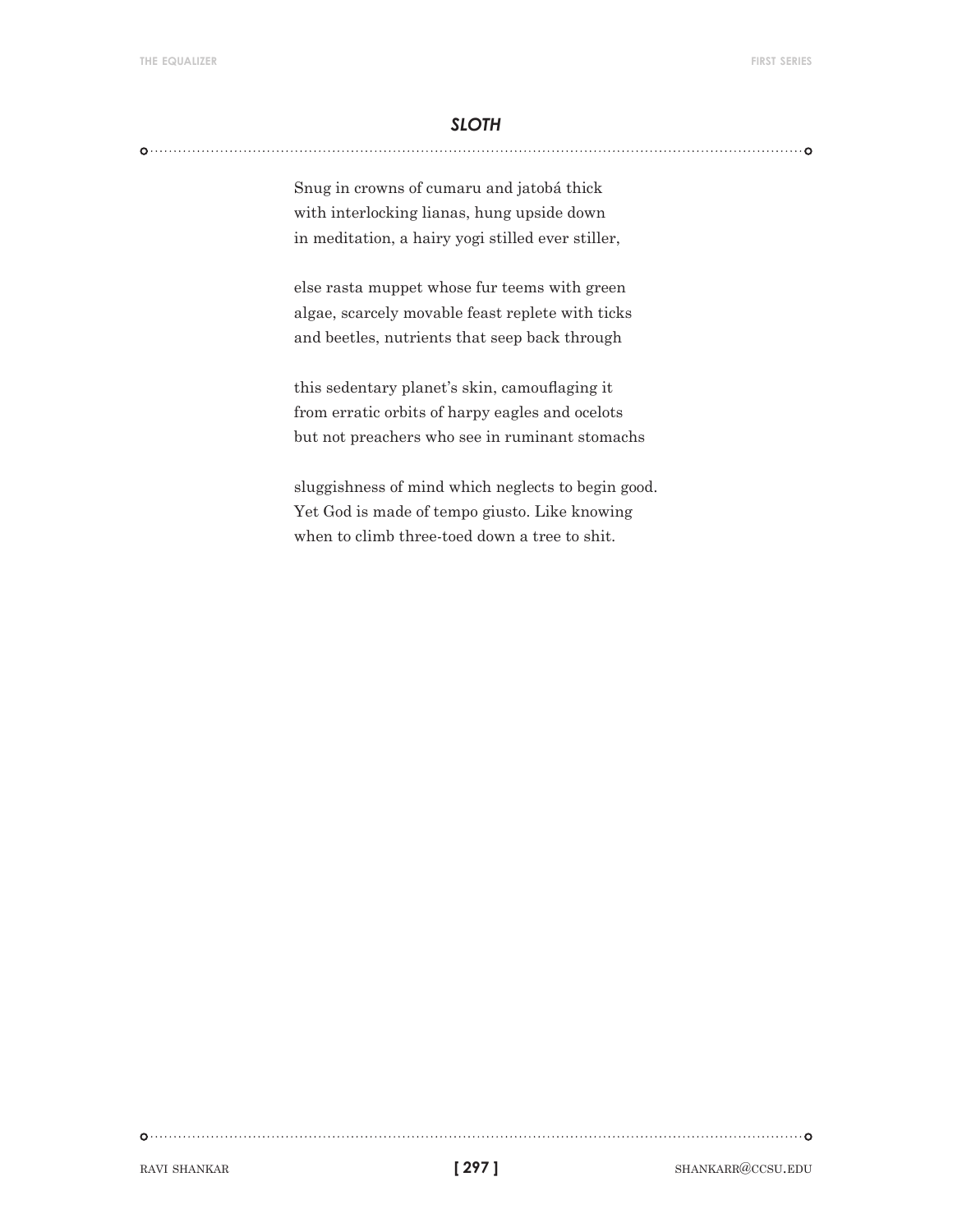## *SLOTH*

Snug in crowns of cumaru and jatobá thick  
with interlocking lianas, hung upside down  
in meditation, a hairy yogi stilled ever stiller,

else rasta muppet whose fur teems with green  
algae, scarcely movable feast replete with ticks  
and beetles, nutrients that seep back through

this sedentary planet's skin, camouflaging it  
from erratic orbits of harpy eagles and ocelots  
but not preachers who see in ruminant stomachs

sluggishness of mind which neglects to begin good.  
Yet God is made of tempo giusto. Like knowing  
when to climb three-toed down a tree to shit.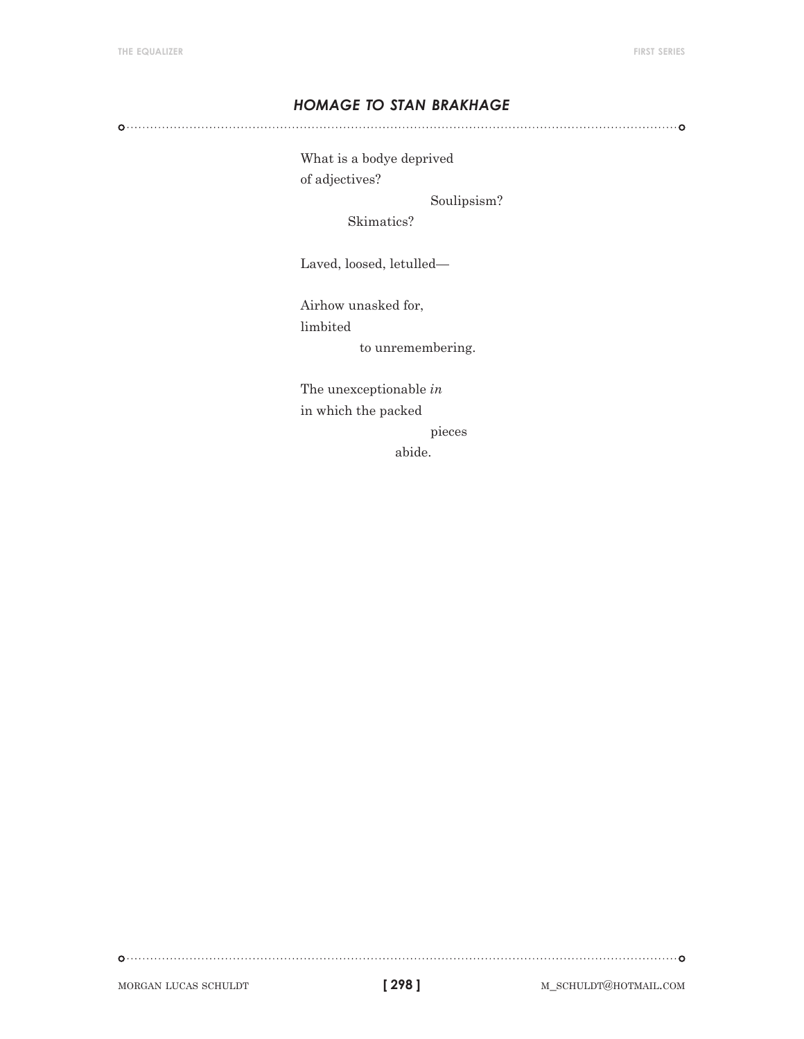## *HOMAGE TO STAN BRAKHAGE*

What is a bodye deprived
of adjectives?
                                        Soulipsism?
              Skimatics?

Laved, loosed, letulled—

Airhow unasked for,
limbited
                  to unremembering.

The unexceptionable *in*
in which the packed
                                        pieces
                              abide.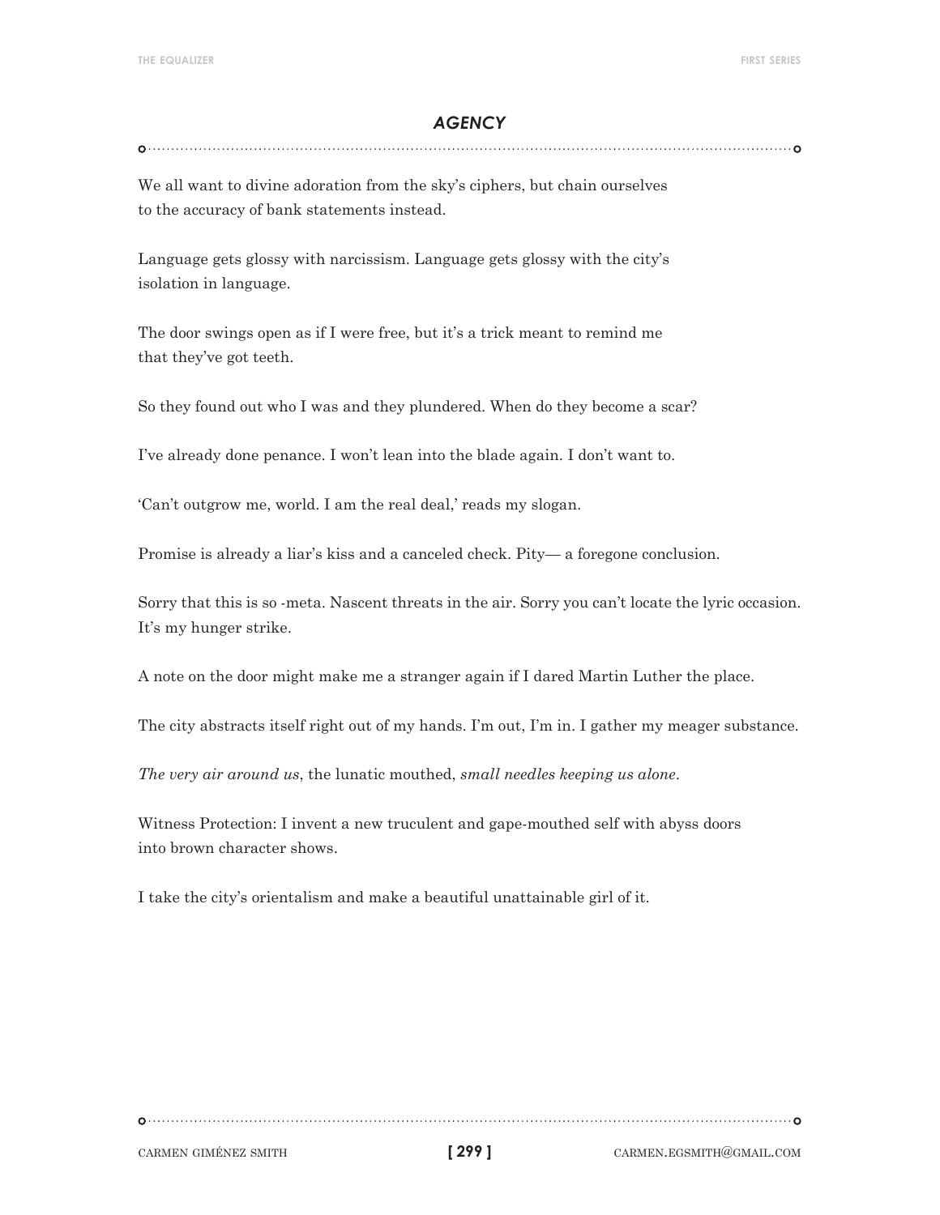## *AGENCY*

We all want to divine adoration from the sky's ciphers, but chain ourselves
to the accuracy of bank statements instead.

Language gets glossy with narcissism. Language gets glossy with the city's
isolation in language.

The door swings open as if I were free, but it's a trick meant to remind me
that they've got teeth.

So they found out who I was and they plundered. When do they become a scar?

I've already done penance. I won't lean into the blade again. I don't want to.

'Can't outgrow me, world. I am the real deal,' reads my slogan.

Promise is already a liar's kiss and a canceled check. Pity— a foregone conclusion.

Sorry that this is so -meta. Nascent threats in the air. Sorry you can't locate the lyric occasion.
It's my hunger strike.

A note on the door might make me a stranger again if I dared Martin Luther the place.

The city abstracts itself right out of my hands. I'm out, I'm in. I gather my meager substance.

*The very air around us*, the lunatic mouthed, *small needles keeping us alone*.

Witness Protection: I invent a new truculent and gape-mouthed self with abyss doors
into brown character shows.

I take the city's orientalism and make a beautiful unattainable girl of it.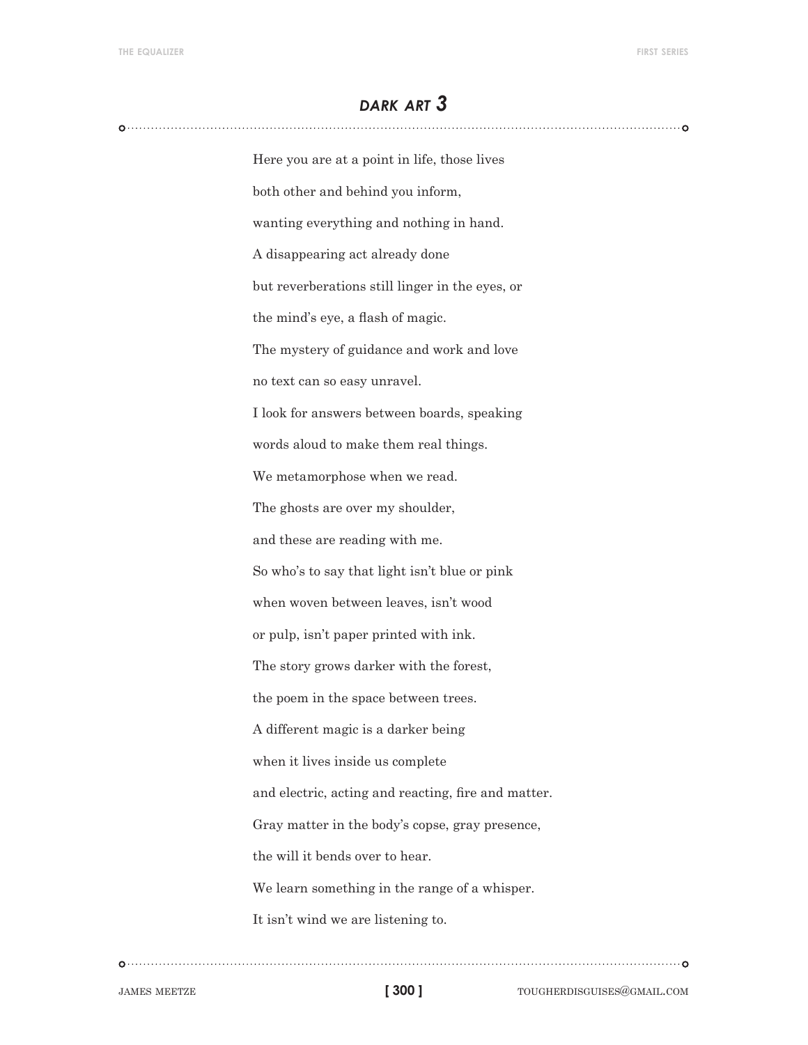## *DARK ART 3*

Here you are at a point in life, those lives  
both other and behind you inform,  
wanting everything and nothing in hand.  
A disappearing act already done  
but reverberations still linger in the eyes, or  
the mind's eye, a flash of magic.  
The mystery of guidance and work and love  
no text can so easy unravel.  
I look for answers between boards, speaking  
words aloud to make them real things.  
We metamorphose when we read.  
The ghosts are over my shoulder,  
and these are reading with me.  
So who's to say that light isn't blue or pink  
when woven between leaves, isn't wood  
or pulp, isn't paper printed with ink.  
The story grows darker with the forest,  
the poem in the space between trees.  
A different magic is a darker being  
when it lives inside us complete  
and electric, acting and reacting, fire and matter.  
Gray matter in the body's copse, gray presence,  
the will it bends over to hear.  
We learn something in the range of a whisper.  
It isn't wind we are listening to.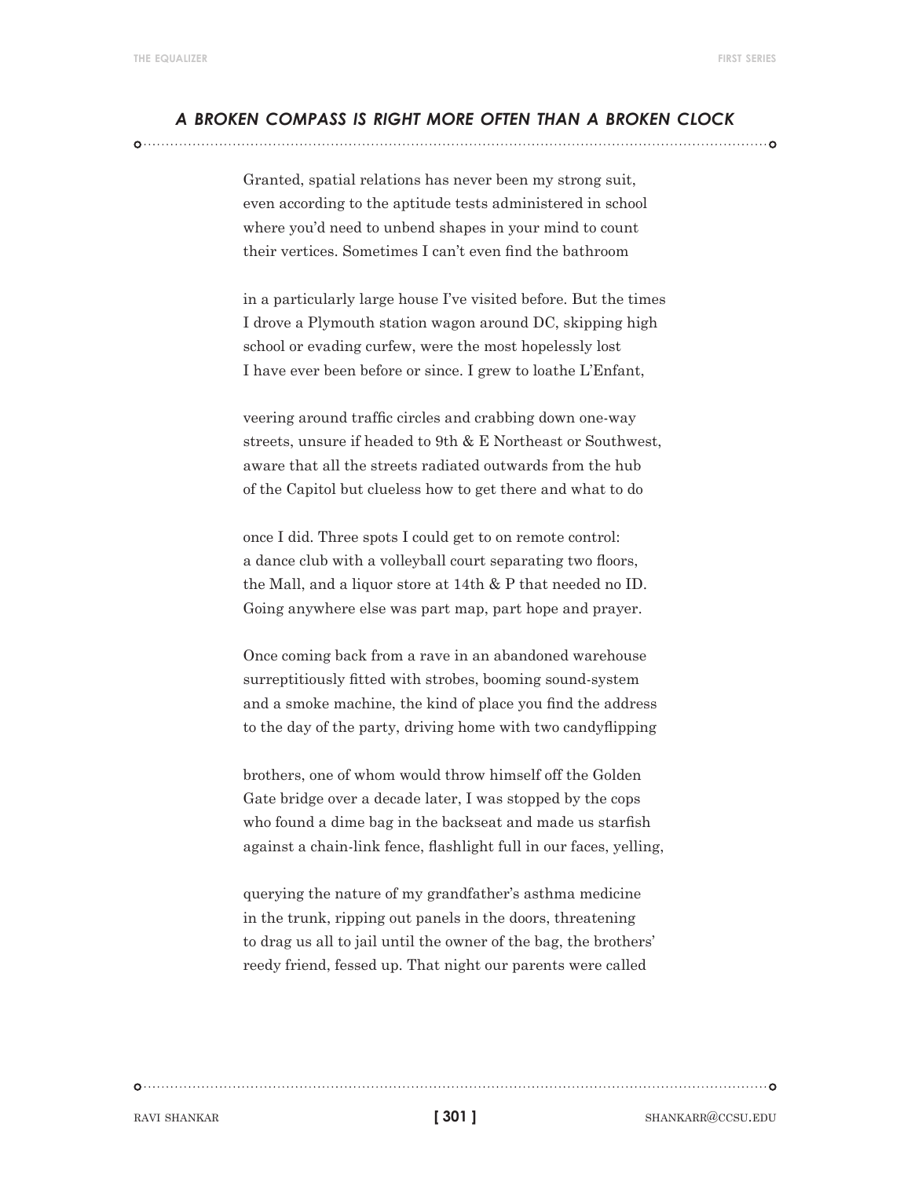## *A BROKEN COMPASS IS RIGHT MORE OFTEN THAN A BROKEN CLOCK*

Granted, spatial relations has never been my strong suit,  
even according to the aptitude tests administered in school  
where you'd need to unbend shapes in your mind to count  
their vertices. Sometimes I can't even find the bathroom

in a particularly large house I've visited before. But the times  
I drove a Plymouth station wagon around DC, skipping high  
school or evading curfew, were the most hopelessly lost  
I have ever been before or since. I grew to loathe L'Enfant,

veering around traffic circles and crabbing down one-way  
streets, unsure if headed to 9th & E Northeast or Southwest,  
aware that all the streets radiated outwards from the hub  
of the Capitol but clueless how to get there and what to do

once I did. Three spots I could get to on remote control:  
a dance club with a volleyball court separating two floors,  
the Mall, and a liquor store at 14th & P that needed no ID.  
Going anywhere else was part map, part hope and prayer.

Once coming back from a rave in an abandoned warehouse  
surreptitiously fitted with strobes, booming sound-system  
and a smoke machine, the kind of place you find the address  
to the day of the party, driving home with two candyflipping

brothers, one of whom would throw himself off the Golden  
Gate bridge over a decade later, I was stopped by the cops  
who found a dime bag in the backseat and made us starfish  
against a chain-link fence, flashlight full in our faces, yelling,

querying the nature of my grandfather's asthma medicine  
in the trunk, ripping out panels in the doors, threatening  
to drag us all to jail until the owner of the bag, the brothers'  
reedy friend, fessed up. That night our parents were called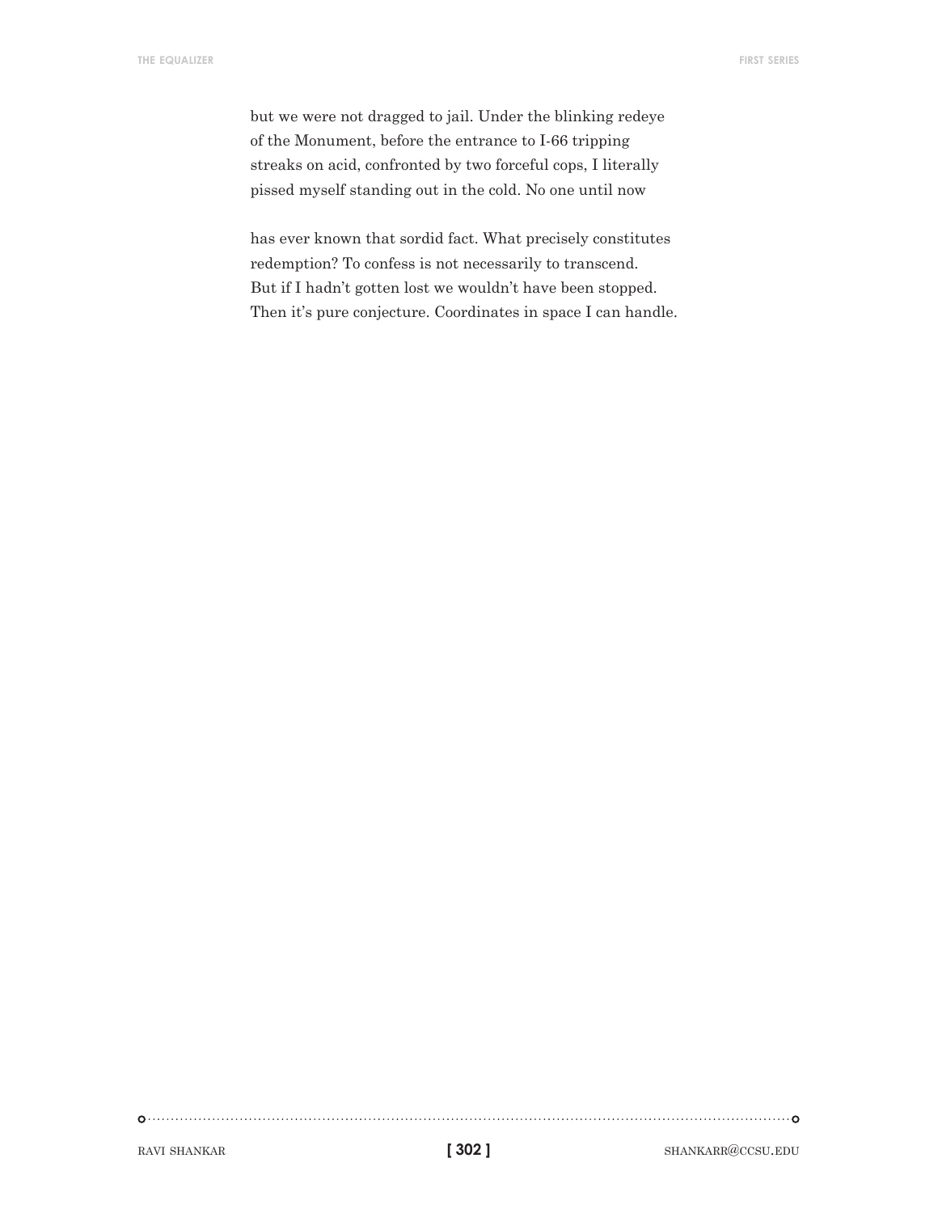but we were not dragged to jail. Under the blinking redeye
of the Monument, before the entrance to I-66 tripping
streaks on acid, confronted by two forceful cops, I literally
pissed myself standing out in the cold. No one until now

has ever known that sordid fact. What precisely constitutes
redemption? To confess is not necessarily to transcend.
But if I hadn't gotten lost we wouldn't have been stopped.
Then it's pure conjecture. Coordinates in space I can handle.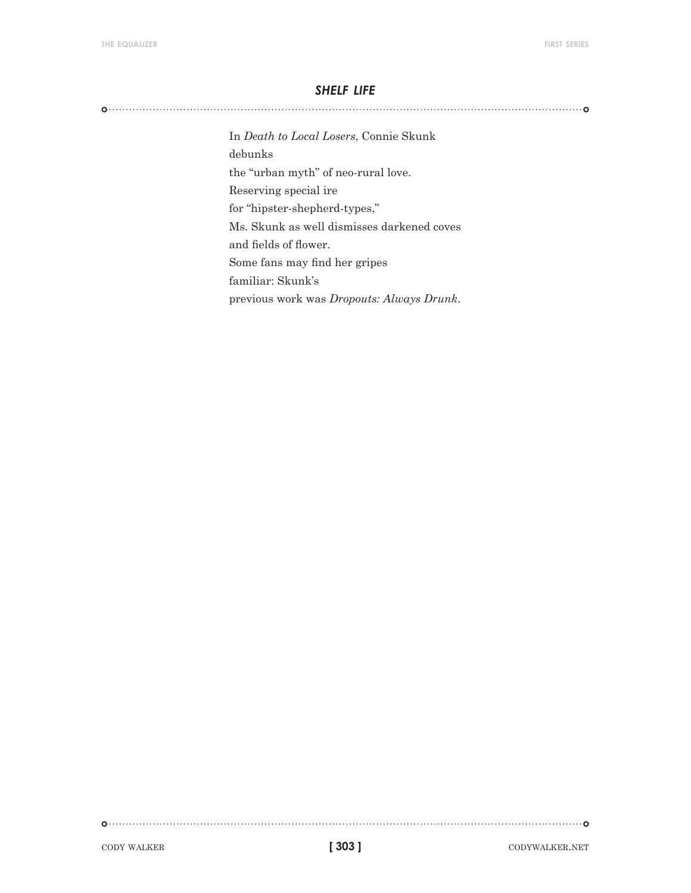## *SHELF LIFE*

In *Death to Local Losers*, Connie Skunk  
debunks  
the “urban myth” of neo-rural love.  
Reserving special ire  
for “hipster-shepherd-types,”  
Ms. Skunk as well dismisses darkened coves  
and fields of flower.  
Some fans may find her gripes  
familiar: Skunk’s  
previous work was *Dropouts: Always Drunk*.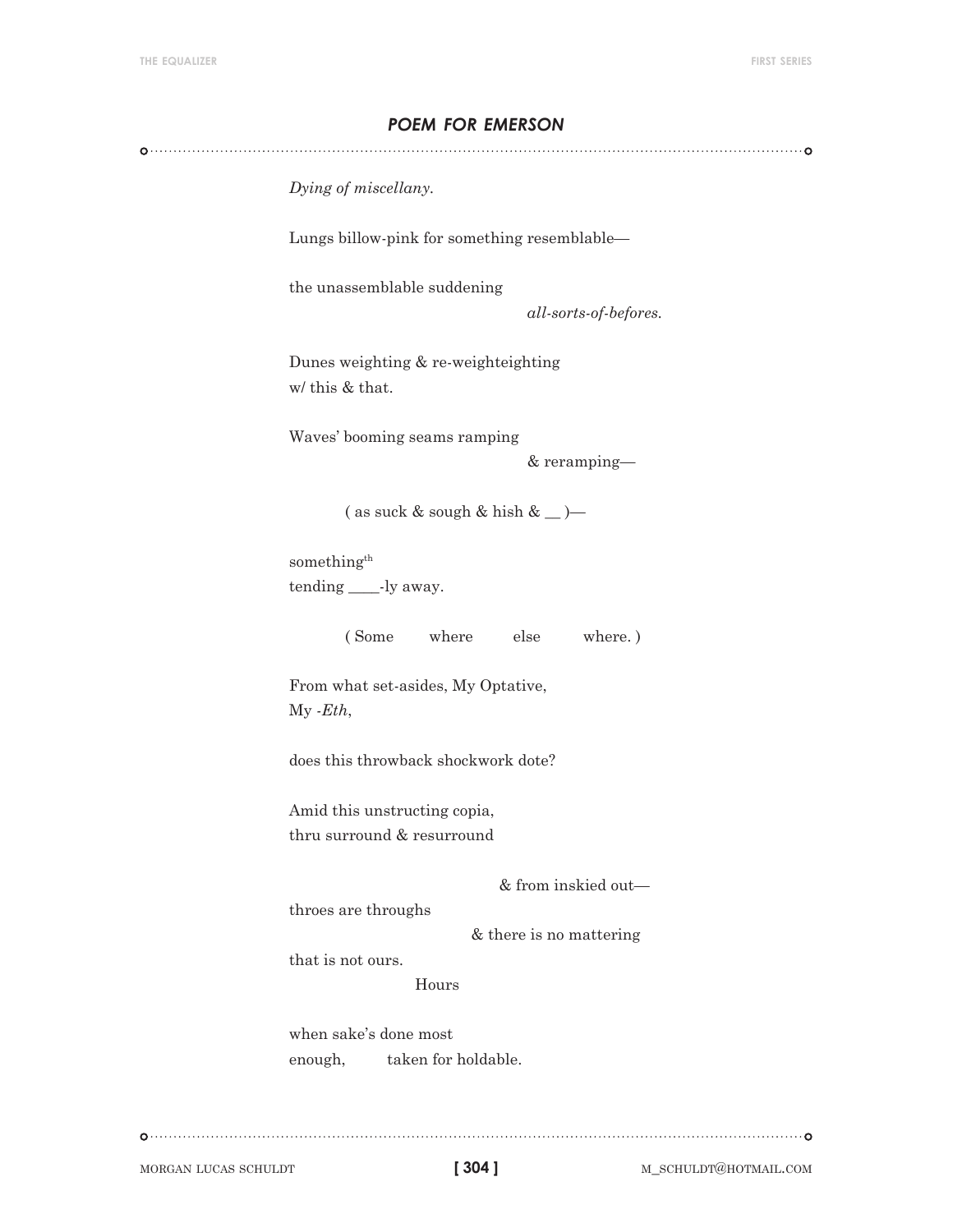## *POEM FOR EMERSON*

*Dying of miscellany.*

Lungs billow-pink for something resemblable—

the unassemblable suddening
*all-sorts-of-befores.*

Dunes weighting & re-weighteighting
w/ this & that.

Waves' booming seams ramping
& reramping—

( as suck & sough & hish & __ )—

something$^{th}$
tending ____-ly away.

( Some where else where. )

From what set-asides, My Optative,
My *-Eth*,

does this throwback shockwork dote?

Amid this unstructing copia,
thru surround & resurround

& from inskied out—
throes are throughs
& there is no mattering
that is not ours.
Hours

when sake's done most
enough, taken for holdable.

MORGAN LUCAS SCHULDT M_SCHULDT@HOTMAIL.COM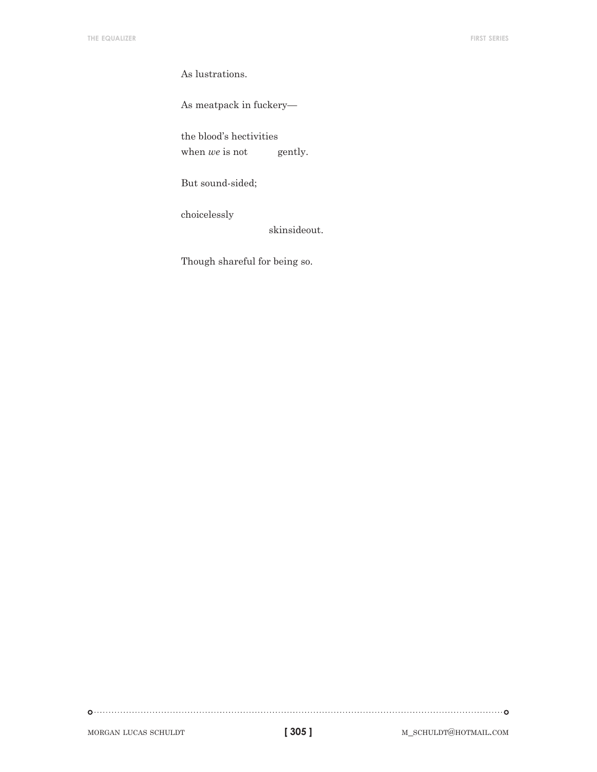As lustrations.

As meatpack in fuckery—

the blood's hectivities  
when *we* is not          gently.

But sound-sided;

choicelessly  
                              skinsideout.

Though shareful for being so.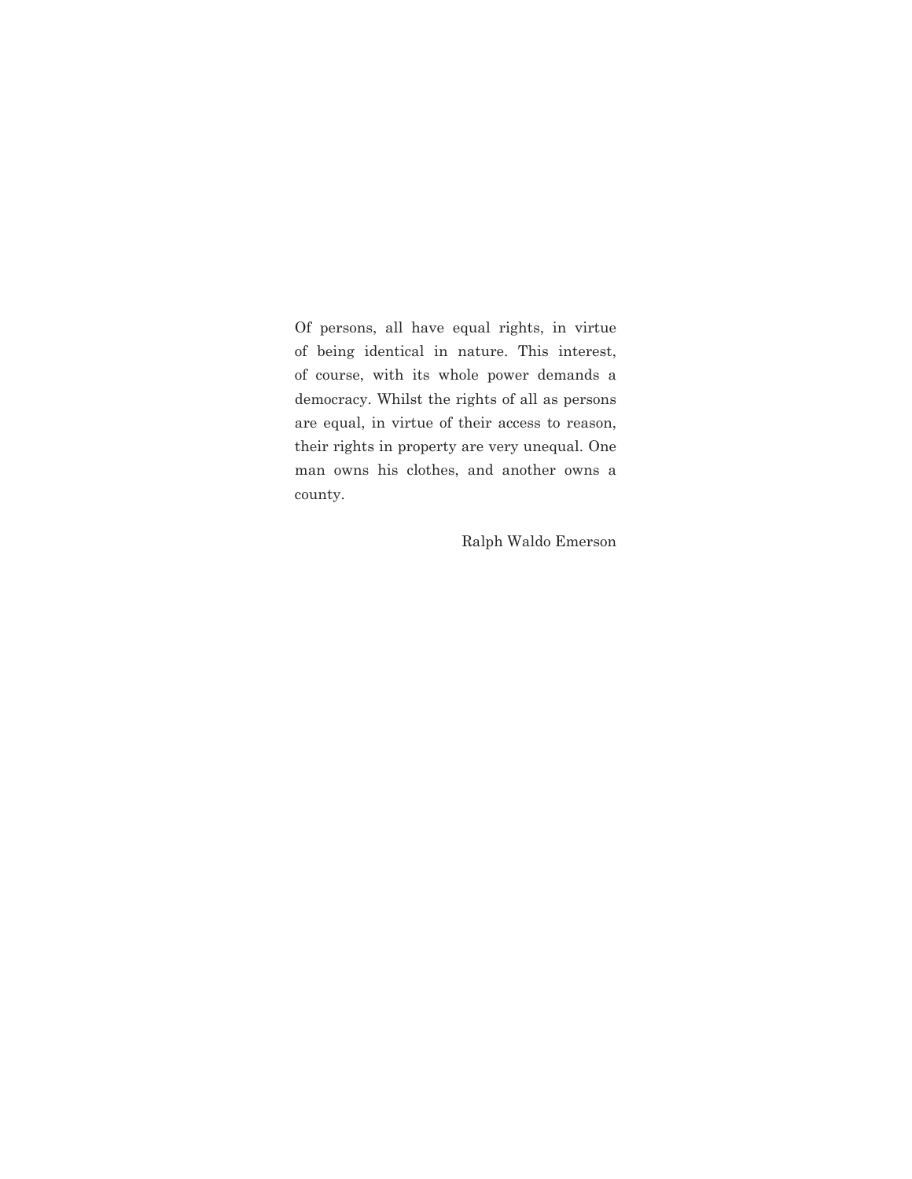Of persons, all have equal rights, in virtue of being identical in nature. This interest, of course, with its whole power demands a democracy. Whilst the rights of all as persons are equal, in virtue of their access to reason, their rights in property are very unequal. One man owns his clothes, and another owns a county.

Ralph Waldo Emerson